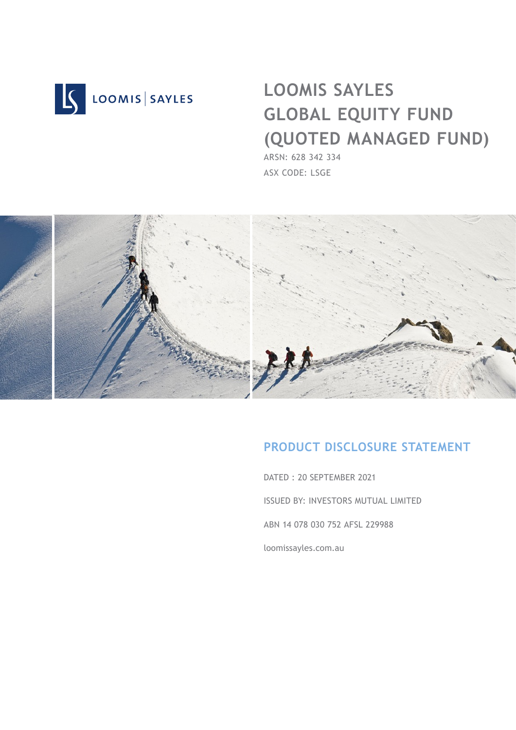LOOMIS | SAYLES

# LOOMIS SAYLES GLOBAL EQUITY FUND (QUOTED MANAGED FUND)

ARSN: 628 342 334

ASX CODE: LSGE

## PRODUCT DISCLOSURE STATEMENT

DATED : 20 SEPTEMBER 2021

ISSUED BY: INVESTORS MUTUAL LIMITED

ABN 14 078 030 752 AFSL 229988

loomissayles.com.au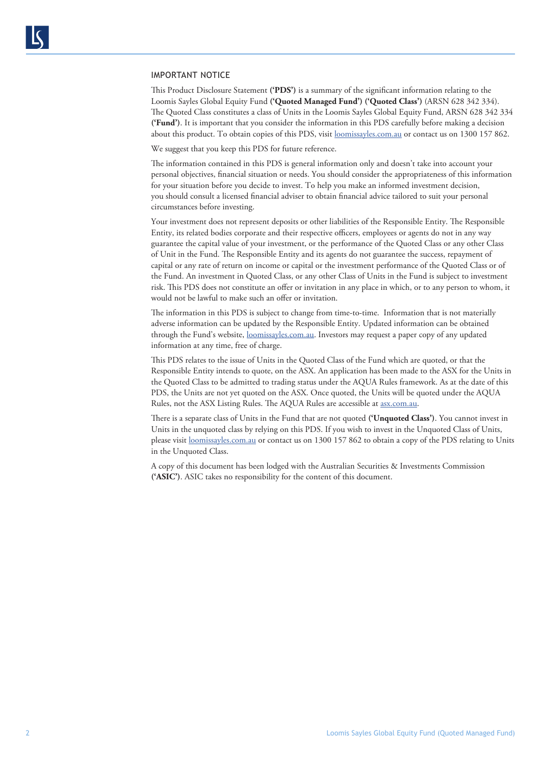## IMPORTANT NOTICE

This Product Disclosure Statement **('PDS')** is a summary of the significant information relating to the Loomis Sayles Global Equity Fund **('Quoted Managed Fund') ('Quoted Class')** (ARSN 628 342 334). The Quoted Class constitutes a class of Units in the Loomis Sayles Global Equity Fund, ARSN 628 342 334 **('Fund')**. It is important that you consider the information in this PDS carefully before making a decision about this product. To obtain copies of this PDS, visit loomissayles.com.au or contact us on 1300 157 862.

We suggest that you keep this PDS for future reference.

The information contained in this PDS is general information only and doesn't take into account your personal objectives, financial situation or needs. You should consider the appropriateness of this information for your situation before you decide to invest. To help you make an informed investment decision, you should consult a licensed financial adviser to obtain financial advice tailored to suit your personal circumstances before investing.

Your investment does not represent deposits or other liabilities of the Responsible Entity. The Responsible Entity, its related bodies corporate and their respective officers, employees or agents do not in any way guarantee the capital value of your investment, or the performance of the Quoted Class or any other Class of Unit in the Fund. The Responsible Entity and its agents do not guarantee the success, repayment of capital or any rate of return on income or capital or the investment performance of the Quoted Class or of the Fund. An investment in Quoted Class, or any other Class of Units in the Fund is subject to investment risk. This PDS does not constitute an offer or invitation in any place in which, or to any person to whom, it would not be lawful to make such an offer or invitation.

The information in this PDS is subject to change from time-to-time. Information that is not materially adverse information can be updated by the Responsible Entity. Updated information can be obtained through the Fund's website, loomissayles.com.au. Investors may request a paper copy of any updated information at any time, free of charge.

This PDS relates to the issue of Units in the Quoted Class of the Fund which are quoted, or that the Responsible Entity intends to quote, on the ASX. An application has been made to the ASX for the Units in the Quoted Class to be admitted to trading status under the AQUA Rules framework. As at the date of this PDS, the Units are not yet quoted on the ASX. Once quoted, the Units will be quoted under the AQUA Rules, not the ASX Listing Rules. The AQUA Rules are accessible at asx.com.au.

There is a separate class of Units in the Fund that are not quoted **('Unquoted Class')**. You cannot invest in Units in the unquoted class by relying on this PDS. If you wish to invest in the Unquoted Class of Units, please visit loomissayles.com.au or contact us on 1300 157 862 to obtain a copy of the PDS relating to Units in the Unquoted Class.

A copy of this document has been lodged with the Australian Securities & Investments Commission **('ASIC')**. ASIC takes no responsibility for the content of this document.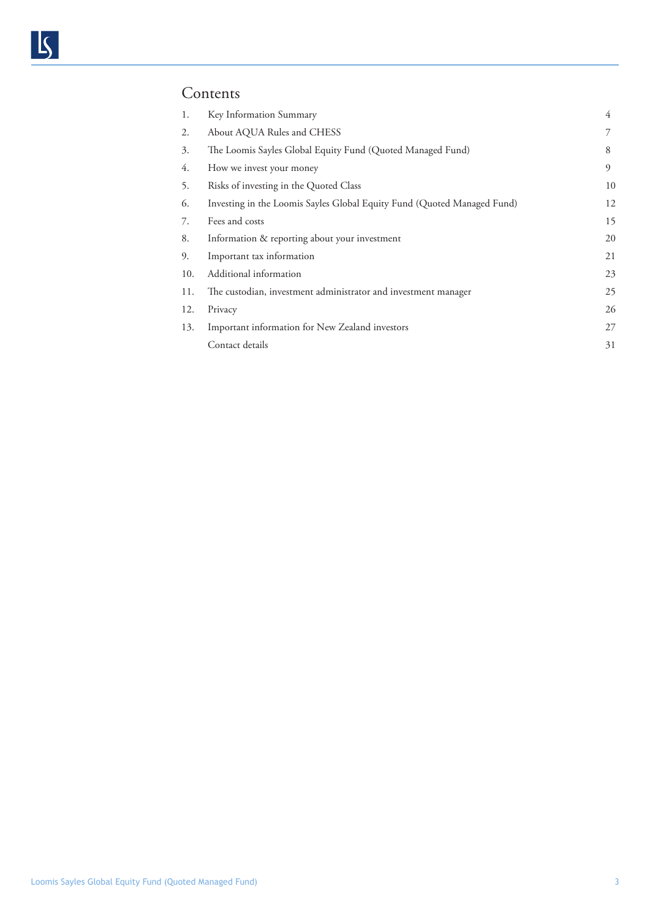## Contents

| | | |
|---|---|---|
| 1. | Key Information Summary | 4 |
| 2. | About AQUA Rules and CHESS | 7 |
| 3. | The Loomis Sayles Global Equity Fund (Quoted Managed Fund) | 8 |
| 4. | How we invest your money | 9 |
| 5. | Risks of investing in the Quoted Class | 10 |
| 6. | Investing in the Loomis Sayles Global Equity Fund (Quoted Managed Fund) | 12 |
| 7. | Fees and costs | 15 |
| 8. | Information & reporting about your investment | 20 |
| 9. | Important tax information | 21 |
| 10. | Additional information | 23 |
| 11. | The custodian, investment administrator and investment manager | 25 |
| 12. | Privacy | 26 |
| 13. | Important information for New Zealand investors | 27 |
| | Contact details | 31 |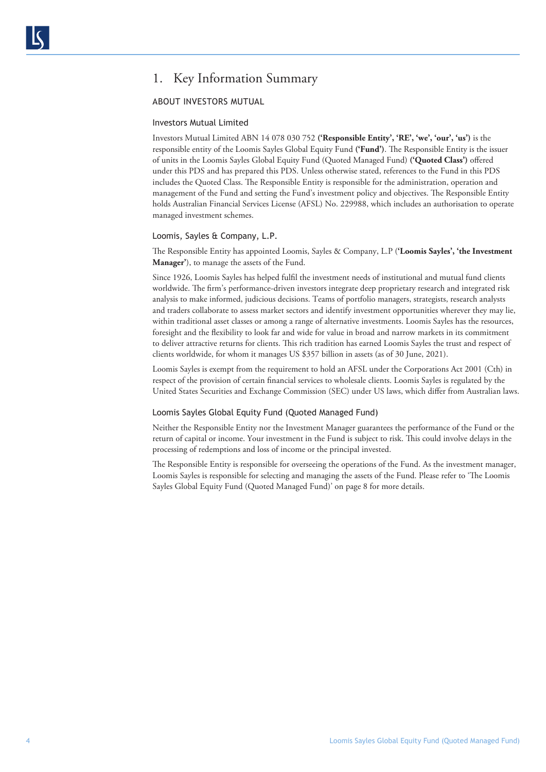# 1. Key Information Summary

## ABOUT INVESTORS MUTUAL

### Investors Mutual Limited

Investors Mutual Limited ABN 14 078 030 752 **('Responsible Entity', 'RE', 'we', 'our', 'us')** is the responsible entity of the Loomis Sayles Global Equity Fund **('Fund')**. The Responsible Entity is the issuer of units in the Loomis Sayles Global Equity Fund (Quoted Managed Fund) **('Quoted Class')** offered under this PDS and has prepared this PDS. Unless otherwise stated, references to the Fund in this PDS includes the Quoted Class. The Responsible Entity is responsible for the administration, operation and management of the Fund and setting the Fund's investment policy and objectives. The Responsible Entity holds Australian Financial Services License (AFSL) No. 229988, which includes an authorisation to operate managed investment schemes.

### Loomis, Sayles & Company, L.P.

The Responsible Entity has appointed Loomis, Sayles & Company, L.P (**'Loomis Sayles', 'the Investment Manager'**), to manage the assets of the Fund.

Since 1926, Loomis Sayles has helped fulfil the investment needs of institutional and mutual fund clients worldwide. The firm's performance-driven investors integrate deep proprietary research and integrated risk analysis to make informed, judicious decisions. Teams of portfolio managers, strategists, research analysts and traders collaborate to assess market sectors and identify investment opportunities wherever they may lie, within traditional asset classes or among a range of alternative investments. Loomis Sayles has the resources, foresight and the flexibility to look far and wide for value in broad and narrow markets in its commitment to deliver attractive returns for clients. This rich tradition has earned Loomis Sayles the trust and respect of clients worldwide, for whom it manages US $357 billion in assets (as of 30 June, 2021).

Loomis Sayles is exempt from the requirement to hold an AFSL under the Corporations Act 2001 (Cth) in respect of the provision of certain financial services to wholesale clients. Loomis Sayles is regulated by the United States Securities and Exchange Commission (SEC) under US laws, which differ from Australian laws.

### Loomis Sayles Global Equity Fund (Quoted Managed Fund)

Neither the Responsible Entity nor the Investment Manager guarantees the performance of the Fund or the return of capital or income. Your investment in the Fund is subject to risk. This could involve delays in the processing of redemptions and loss of income or the principal invested.

The Responsible Entity is responsible for overseeing the operations of the Fund. As the investment manager, Loomis Sayles is responsible for selecting and managing the assets of the Fund. Please refer to 'The Loomis Sayles Global Equity Fund (Quoted Managed Fund)' on page 8 for more details.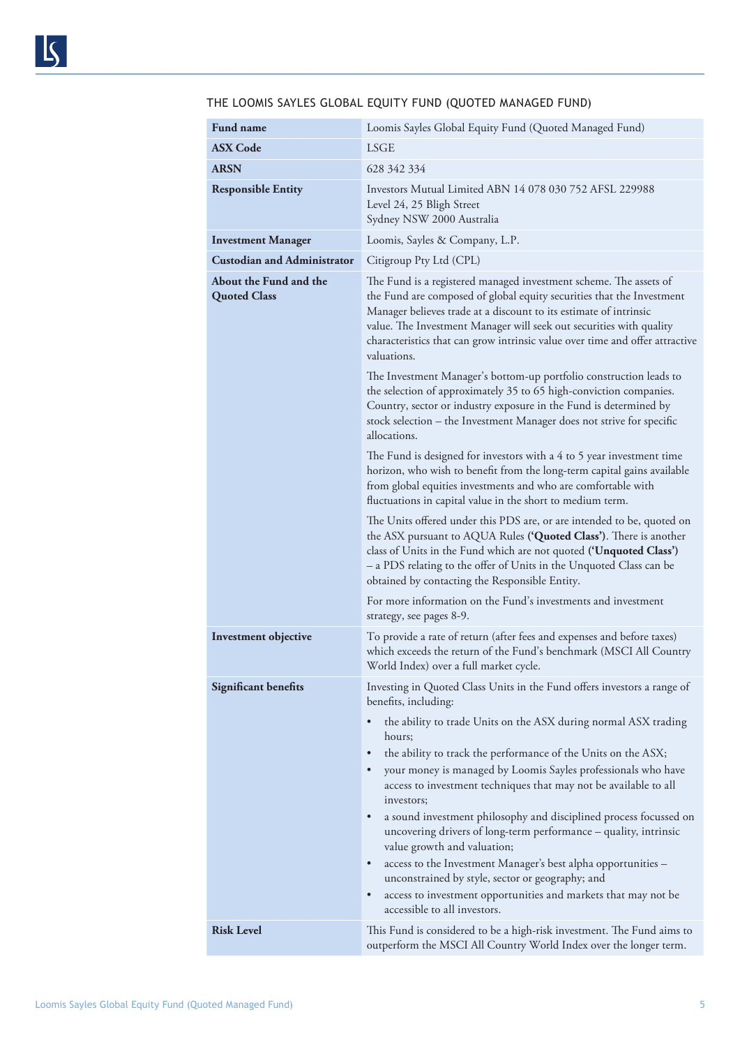## THE LOOMIS SAYLES GLOBAL EQUITY FUND (QUOTED MANAGED FUND)

| | |
|---|---|
| **Fund name** | Loomis Sayles Global Equity Fund (Quoted Managed Fund) |
| **ASX Code** | LSGE |
| **ARSN** | 628 342 334 |
| **Responsible Entity** | Investors Mutual Limited ABN 14 078 030 752 AFSL 229988<br>Level 24, 25 Bligh Street<br>Sydney NSW 2000 Australia |
| **Investment Manager** | Loomis, Sayles & Company, L.P. |
| **Custodian and Administrator** | Citigroup Pty Ltd (CPL) |
| **About the Fund and the Quoted Class** | The Fund is a registered managed investment scheme. The assets of the Fund are composed of global equity securities that the Investment Manager believes trade at a discount to its estimate of intrinsic value. The Investment Manager will seek out securities with quality characteristics that can grow intrinsic value over time and offer attractive valuations.<br><br>The Investment Manager's bottom-up portfolio construction leads to the selection of approximately 35 to 65 high-conviction companies. Country, sector or industry exposure in the Fund is determined by stock selection – the Investment Manager does not strive for specific allocations.<br><br>The Fund is designed for investors with a 4 to 5 year investment time horizon, who wish to benefit from the long-term capital gains available from global equities investments and who are comfortable with fluctuations in capital value in the short to medium term.<br><br>The Units offered under this PDS are, or are intended to be, quoted on the ASX pursuant to AQUA Rules **('Quoted Class')**. There is another class of Units in the Fund which are not quoted **('Unquoted Class')** – a PDS relating to the offer of Units in the Unquoted Class can be obtained by contacting the Responsible Entity.<br><br>For more information on the Fund's investments and investment strategy, see pages 8-9. |
| **Investment objective** | To provide a rate of return (after fees and expenses and before taxes) which exceeds the return of the Fund's benchmark (MSCI All Country World Index) over a full market cycle. |
| **Significant benefits** | Investing in Quoted Class Units in the Fund offers investors a range of benefits, including:<br>• the ability to trade Units on the ASX during normal ASX trading hours;<br>• the ability to track the performance of the Units on the ASX;<br>• your money is managed by Loomis Sayles professionals who have access to investment techniques that may not be available to all investors;<br>• a sound investment philosophy and disciplined process focussed on uncovering drivers of long-term performance – quality, intrinsic value growth and valuation;<br>• access to the Investment Manager's best alpha opportunities – unconstrained by style, sector or geography; and<br>• access to investment opportunities and markets that may not be accessible to all investors. |
| **Risk Level** | This Fund is considered to be a high-risk investment. The Fund aims to outperform the MSCI All Country World Index over the longer term. |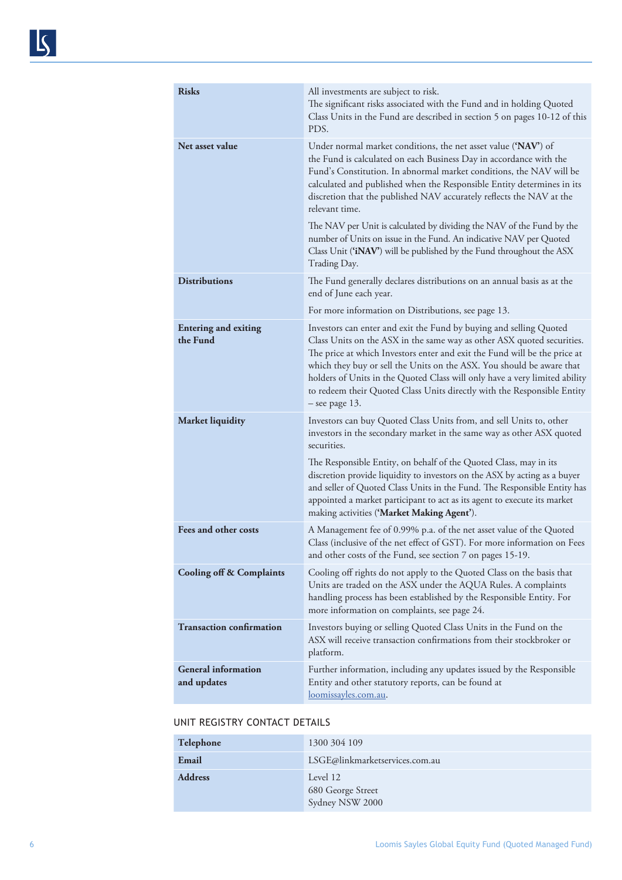| | |
|---|---|
| **Risks** | All investments are subject to risk.<br>The significant risks associated with the Fund and in holding Quoted Class Units in the Fund are described in section 5 on pages 10-12 of this PDS. |
| **Net asset value** | Under normal market conditions, the net asset value (**'NAV'**) of the Fund is calculated on each Business Day in accordance with the Fund's Constitution. In abnormal market conditions, the NAV will be calculated and published when the Responsible Entity determines in its discretion that the published NAV accurately reflects the NAV at the relevant time.<br><br>The NAV per Unit is calculated by dividing the NAV of the Fund by the number of Units on issue in the Fund. An indicative NAV per Quoted Class Unit (**'iNAV'**) will be published by the Fund throughout the ASX Trading Day. |
| **Distributions** | The Fund generally declares distributions on an annual basis as at the end of June each year.<br><br>For more information on Distributions, see page 13. |
| **Entering and exiting the Fund** | Investors can enter and exit the Fund by buying and selling Quoted Class Units on the ASX in the same way as other ASX quoted securities. The price at which Investors enter and exit the Fund will be the price at which they buy or sell the Units on the ASX. You should be aware that holders of Units in the Quoted Class will only have a very limited ability to redeem their Quoted Class Units directly with the Responsible Entity – see page 13. |
| **Market liquidity** | Investors can buy Quoted Class Units from, and sell Units to, other investors in the secondary market in the same way as other ASX quoted securities.<br><br>The Responsible Entity, on behalf of the Quoted Class, may in its discretion provide liquidity to investors on the ASX by acting as a buyer and seller of Quoted Class Units in the Fund. The Responsible Entity has appointed a market participant to act as its agent to execute its market making activities (**'Market Making Agent'**). |
| **Fees and other costs** | A Management fee of 0.99% p.a. of the net asset value of the Quoted Class (inclusive of the net effect of GST). For more information on Fees and other costs of the Fund, see section 7 on pages 15-19. |
| **Cooling off & Complaints** | Cooling off rights do not apply to the Quoted Class on the basis that Units are traded on the ASX under the AQUA Rules. A complaints handling process has been established by the Responsible Entity. For more information on complaints, see page 24. |
| **Transaction confirmation** | Investors buying or selling Quoted Class Units in the Fund on the ASX will receive transaction confirmations from their stockbroker or platform. |
| **General information and updates** | Further information, including any updates issued by the Responsible Entity and other statutory reports, can be found at loomissayles.com.au. |

## UNIT REGISTRY CONTACT DETAILS

| | |
|---|---|
| **Telephone** | 1300 304 109 |
| **Email** | LSGE@linkmarketservices.com.au |
| **Address** | Level 12<br>680 George Street<br>Sydney NSW 2000 |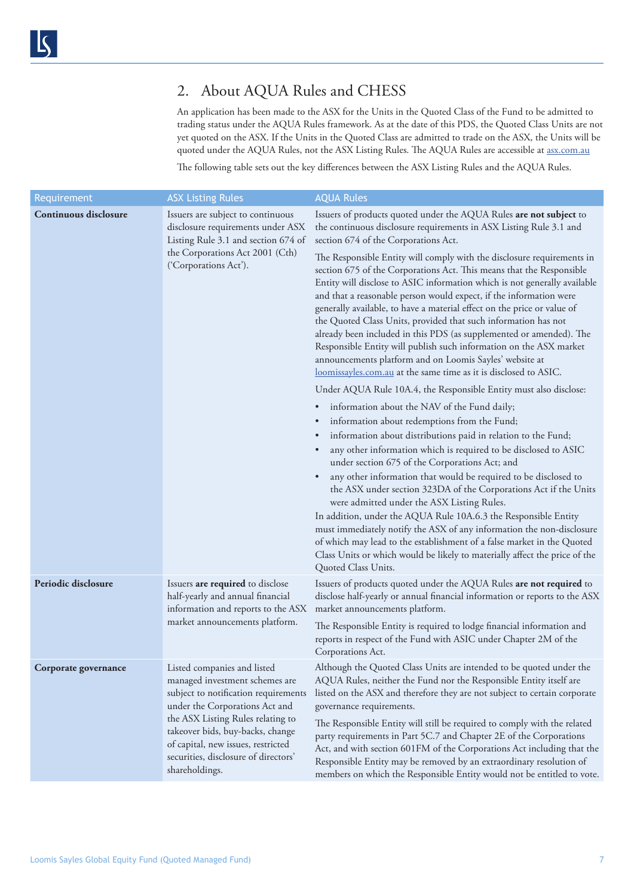## 2. About AQUA Rules and CHESS

An application has been made to the ASX for the Units in the Quoted Class of the Fund to be admitted to trading status under the AQUA Rules framework. As at the date of this PDS, the Quoted Class Units are not yet quoted on the ASX. If the Units in the Quoted Class are admitted to trade on the ASX, the Units will be quoted under the AQUA Rules, not the ASX Listing Rules. The AQUA Rules are accessible at asx.com.au

The following table sets out the key differences between the ASX Listing Rules and the AQUA Rules.

| Requirement | ASX Listing Rules | AQUA Rules |
|---|---|---|
| **Continuous disclosure** | Issuers are subject to continuous disclosure requirements under ASX Listing Rule 3.1 and section 674 of the Corporations Act 2001 (Cth) ('Corporations Act'). | Issuers of products quoted under the AQUA Rules **are not subject** to the continuous disclosure requirements in ASX Listing Rule 3.1 and section 674 of the Corporations Act.<br><br>The Responsible Entity will comply with the disclosure requirements in section 675 of the Corporations Act. This means that the Responsible Entity will disclose to ASIC information which is not generally available and that a reasonable person would expect, if the information were generally available, to have a material effect on the price or value of the Quoted Class Units, provided that such information has not already been included in this PDS (as supplemented or amended). The Responsible Entity will publish such information on the ASX market announcements platform and on Loomis Sayles' website at loomissayles.com.au at the same time as it is disclosed to ASIC.<br><br>Under AQUA Rule 10A.4, the Responsible Entity must also disclose:<br>• information about the NAV of the Fund daily;<br>• information about redemptions from the Fund;<br>• information about distributions paid in relation to the Fund;<br>• any other information which is required to be disclosed to ASIC under section 675 of the Corporations Act; and<br>• any other information that would be required to be disclosed to the ASX under section 323DA of the Corporations Act if the Units were admitted under the ASX Listing Rules.<br><br>In addition, under the AQUA Rule 10A.6.3 the Responsible Entity must immediately notify the ASX of any information the non-disclosure of which may lead to the establishment of a false market in the Quoted Class Units or which would be likely to materially affect the price of the Quoted Class Units. |
| **Periodic disclosure** | Issuers **are required** to disclose half-yearly and annual financial information and reports to the ASX market announcements platform. | Issuers of products quoted under the AQUA Rules **are not required** to disclose half-yearly or annual financial information or reports to the ASX market announcements platform.<br><br>The Responsible Entity is required to lodge financial information and reports in respect of the Fund with ASIC under Chapter 2M of the Corporations Act. |
| **Corporate governance** | Listed companies and listed managed investment schemes are subject to notification requirements under the Corporations Act and the ASX Listing Rules relating to takeover bids, buy-backs, change of capital, new issues, restricted securities, disclosure of directors' shareholdings. | Although the Quoted Class Units are intended to be quoted under the AQUA Rules, neither the Fund nor the Responsible Entity itself are listed on the ASX and therefore they are not subject to certain corporate governance requirements.<br><br>The Responsible Entity will still be required to comply with the related party requirements in Part 5C.7 and Chapter 2E of the Corporations Act, and with section 601FM of the Corporations Act including that the Responsible Entity may be removed by an extraordinary resolution of members on which the Responsible Entity would not be entitled to vote. |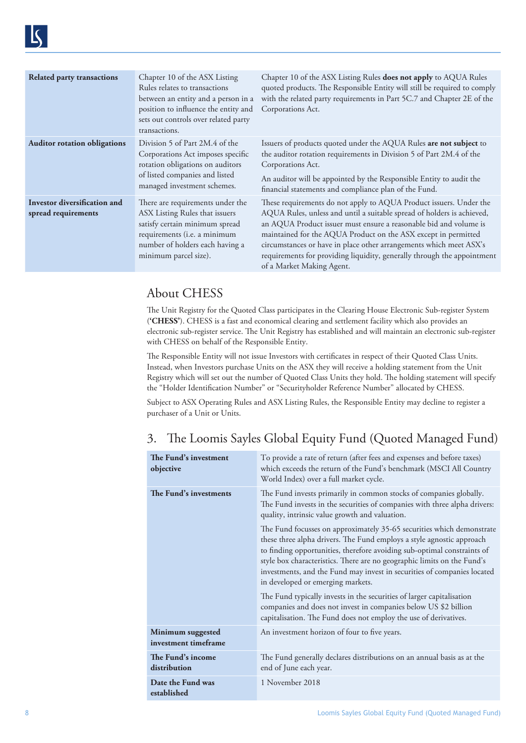| Related party transactions | Chapter 10 of the ASX Listing Rules relates to transactions between an entity and a person in a position to influence the entity and sets out controls over related party transactions. | Chapter 10 of the ASX Listing Rules **does not apply** to AQUA Rules quoted products. The Responsible Entity will still be required to comply with the related party requirements in Part 5C.7 and Chapter 2E of the Corporations Act. |
|---|---|---|
| **Auditor rotation obligations** | Division 5 of Part 2M.4 of the Corporations Act imposes specific rotation obligations on auditors of listed companies and listed managed investment schemes. | Issuers of products quoted under the AQUA Rules **are not subject** to the auditor rotation requirements in Division 5 of Part 2M.4 of the Corporations Act.<br><br>An auditor will be appointed by the Responsible Entity to audit the financial statements and compliance plan of the Fund. |
| **Investor diversification and spread requirements** | There are requirements under the ASX Listing Rules that issuers satisfy certain minimum spread requirements (i.e. a minimum number of holders each having a minimum parcel size). | These requirements do not apply to AQUA Product issuers. Under the AQUA Rules, unless and until a suitable spread of holders is achieved, an AQUA Product issuer must ensure a reasonable bid and volume is maintained for the AQUA Product on the ASX except in permitted circumstances or have in place other arrangements which meet ASX's requirements for providing liquidity, generally through the appointment of a Market Making Agent. |

## About CHESS

The Unit Registry for the Quoted Class participates in the Clearing House Electronic Sub-register System ('**CHESS**'). CHESS is a fast and economical clearing and settlement facility which also provides an electronic sub-register service. The Unit Registry has established and will maintain an electronic sub-register with CHESS on behalf of the Responsible Entity.

The Responsible Entity will not issue Investors with certificates in respect of their Quoted Class Units. Instead, when Investors purchase Units on the ASX they will receive a holding statement from the Unit Registry which will set out the number of Quoted Class Units they hold. The holding statement will specify the "Holder Identification Number" or "Securityholder Reference Number" allocated by CHESS.

Subject to ASX Operating Rules and ASX Listing Rules, the Responsible Entity may decline to register a purchaser of a Unit or Units.

# 3. The Loomis Sayles Global Equity Fund (Quoted Managed Fund)

| The Fund's investment objective | To provide a rate of return (after fees and expenses and before taxes) which exceeds the return of the Fund's benchmark (MSCI All Country World Index) over a full market cycle. |
|---|---|
| **The Fund's investments** | The Fund invests primarily in common stocks of companies globally. The Fund invests in the securities of companies with three alpha drivers: quality, intrinsic value growth and valuation.<br><br>The Fund focusses on approximately 35-65 securities which demonstrate these three alpha drivers. The Fund employs a style agnostic approach to finding opportunities, therefore avoiding sub-optimal constraints of style box characteristics. There are no geographic limits on the Fund's investments, and the Fund may invest in securities of companies located in developed or emerging markets.<br><br>The Fund typically invests in the securities of larger capitalisation companies and does not invest in companies below US $2 billion capitalisation. The Fund does not employ the use of derivatives. |
| **Minimum suggested investment timeframe** | An investment horizon of four to five years. |
| **The Fund's income distribution** | The Fund generally declares distributions on an annual basis as at the end of June each year. |
| **Date the Fund was established** | 1 November 2018 |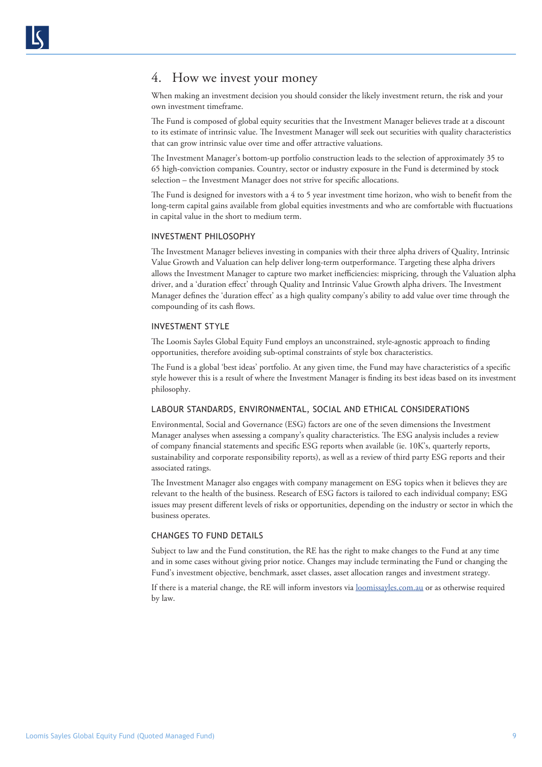# 4. How we invest your money

When making an investment decision you should consider the likely investment return, the risk and your own investment timeframe.

The Fund is composed of global equity securities that the Investment Manager believes trade at a discount to its estimate of intrinsic value. The Investment Manager will seek out securities with quality characteristics that can grow intrinsic value over time and offer attractive valuations.

The Investment Manager's bottom-up portfolio construction leads to the selection of approximately 35 to 65 high-conviction companies. Country, sector or industry exposure in the Fund is determined by stock selection – the Investment Manager does not strive for specific allocations.

The Fund is designed for investors with a 4 to 5 year investment time horizon, who wish to benefit from the long-term capital gains available from global equities investments and who are comfortable with fluctuations in capital value in the short to medium term.

## INVESTMENT PHILOSOPHY

The Investment Manager believes investing in companies with their three alpha drivers of Quality, Intrinsic Value Growth and Valuation can help deliver long-term outperformance. Targeting these alpha drivers allows the Investment Manager to capture two market inefficiencies: mispricing, through the Valuation alpha driver, and a 'duration effect' through Quality and Intrinsic Value Growth alpha drivers. The Investment Manager defines the 'duration effect' as a high quality company's ability to add value over time through the compounding of its cash flows.

## INVESTMENT STYLE

The Loomis Sayles Global Equity Fund employs an unconstrained, style-agnostic approach to finding opportunities, therefore avoiding sub-optimal constraints of style box characteristics.

The Fund is a global 'best ideas' portfolio. At any given time, the Fund may have characteristics of a specific style however this is a result of where the Investment Manager is finding its best ideas based on its investment philosophy.

## LABOUR STANDARDS, ENVIRONMENTAL, SOCIAL AND ETHICAL CONSIDERATIONS

Environmental, Social and Governance (ESG) factors are one of the seven dimensions the Investment Manager analyses when assessing a company's quality characteristics. The ESG analysis includes a review of company financial statements and specific ESG reports when available (ie. 10K's, quarterly reports, sustainability and corporate responsibility reports), as well as a review of third party ESG reports and their associated ratings.

The Investment Manager also engages with company management on ESG topics when it believes they are relevant to the health of the business. Research of ESG factors is tailored to each individual company; ESG issues may present different levels of risks or opportunities, depending on the industry or sector in which the business operates.

## CHANGES TO FUND DETAILS

Subject to law and the Fund constitution, the RE has the right to make changes to the Fund at any time and in some cases without giving prior notice. Changes may include terminating the Fund or changing the Fund's investment objective, benchmark, asset classes, asset allocation ranges and investment strategy.

If there is a material change, the RE will inform investors via [loomissayles.com.au](loomissayles.com.au) or as otherwise required by law.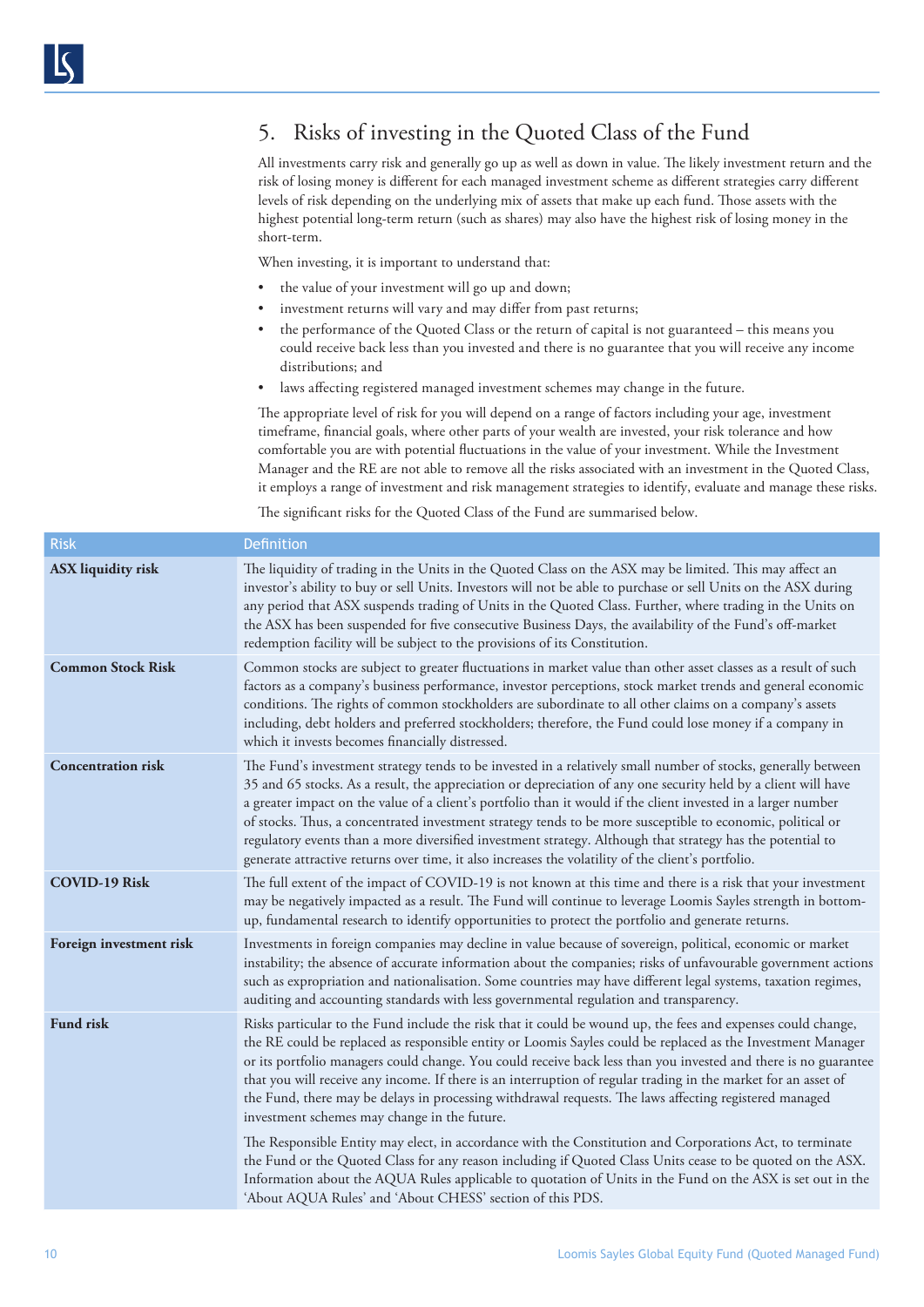## 5. Risks of investing in the Quoted Class of the Fund

All investments carry risk and generally go up as well as down in value. The likely investment return and the risk of losing money is different for each managed investment scheme as different strategies carry different levels of risk depending on the underlying mix of assets that make up each fund. Those assets with the highest potential long-term return (such as shares) may also have the highest risk of losing money in the short-term.

When investing, it is important to understand that:

- the value of your investment will go up and down;
- investment returns will vary and may differ from past returns;
- the performance of the Quoted Class or the return of capital is not guaranteed – this means you could receive back less than you invested and there is no guarantee that you will receive any income distributions; and
- laws affecting registered managed investment schemes may change in the future.

The appropriate level of risk for you will depend on a range of factors including your age, investment timeframe, financial goals, where other parts of your wealth are invested, your risk tolerance and how comfortable you are with potential fluctuations in the value of your investment. While the Investment Manager and the RE are not able to remove all the risks associated with an investment in the Quoted Class, it employs a range of investment and risk management strategies to identify, evaluate and manage these risks.

The significant risks for the Quoted Class of the Fund are summarised below.

| Risk | Definition |
|---|---|
| **ASX liquidity risk** | The liquidity of trading in the Units in the Quoted Class on the ASX may be limited. This may affect an investor's ability to buy or sell Units. Investors will not be able to purchase or sell Units on the ASX during any period that ASX suspends trading of Units in the Quoted Class. Further, where trading in the Units on the ASX has been suspended for five consecutive Business Days, the availability of the Fund's off-market redemption facility will be subject to the provisions of its Constitution. |
| **Common Stock Risk** | Common stocks are subject to greater fluctuations in market value than other asset classes as a result of such factors as a company's business performance, investor perceptions, stock market trends and general economic conditions. The rights of common stockholders are subordinate to all other claims on a company's assets including, debt holders and preferred stockholders; therefore, the Fund could lose money if a company in which it invests becomes financially distressed. |
| **Concentration risk** | The Fund's investment strategy tends to be invested in a relatively small number of stocks, generally between 35 and 65 stocks. As a result, the appreciation or depreciation of any one security held by a client will have a greater impact on the value of a client's portfolio than it would if the client invested in a larger number of stocks. Thus, a concentrated investment strategy tends to be more susceptible to economic, political or regulatory events than a more diversified investment strategy. Although that strategy has the potential to generate attractive returns over time, it also increases the volatility of the client's portfolio. |
| **COVID-19 Risk** | The full extent of the impact of COVID-19 is not known at this time and there is a risk that your investment may be negatively impacted as a result. The Fund will continue to leverage Loomis Sayles strength in bottom-up, fundamental research to identify opportunities to protect the portfolio and generate returns. |
| **Foreign investment risk** | Investments in foreign companies may decline in value because of sovereign, political, economic or market instability; the absence of accurate information about the companies; risks of unfavourable government actions such as expropriation and nationalisation. Some countries may have different legal systems, taxation regimes, auditing and accounting standards with less governmental regulation and transparency. |
| **Fund risk** | Risks particular to the Fund include the risk that it could be wound up, the fees and expenses could change, the RE could be replaced as responsible entity or Loomis Sayles could be replaced as the Investment Manager or its portfolio managers could change. You could receive back less than you invested and there is no guarantee that you will receive any income. If there is an interruption of regular trading in the market for an asset of the Fund, there may be delays in processing withdrawal requests. The laws affecting registered managed investment schemes may change in the future.<br><br>The Responsible Entity may elect, in accordance with the Constitution and Corporations Act, to terminate the Fund or the Quoted Class for any reason including if Quoted Class Units cease to be quoted on the ASX. Information about the AQUA Rules applicable to quotation of Units in the Fund on the ASX is set out in the 'About AQUA Rules' and 'About CHESS' section of this PDS. |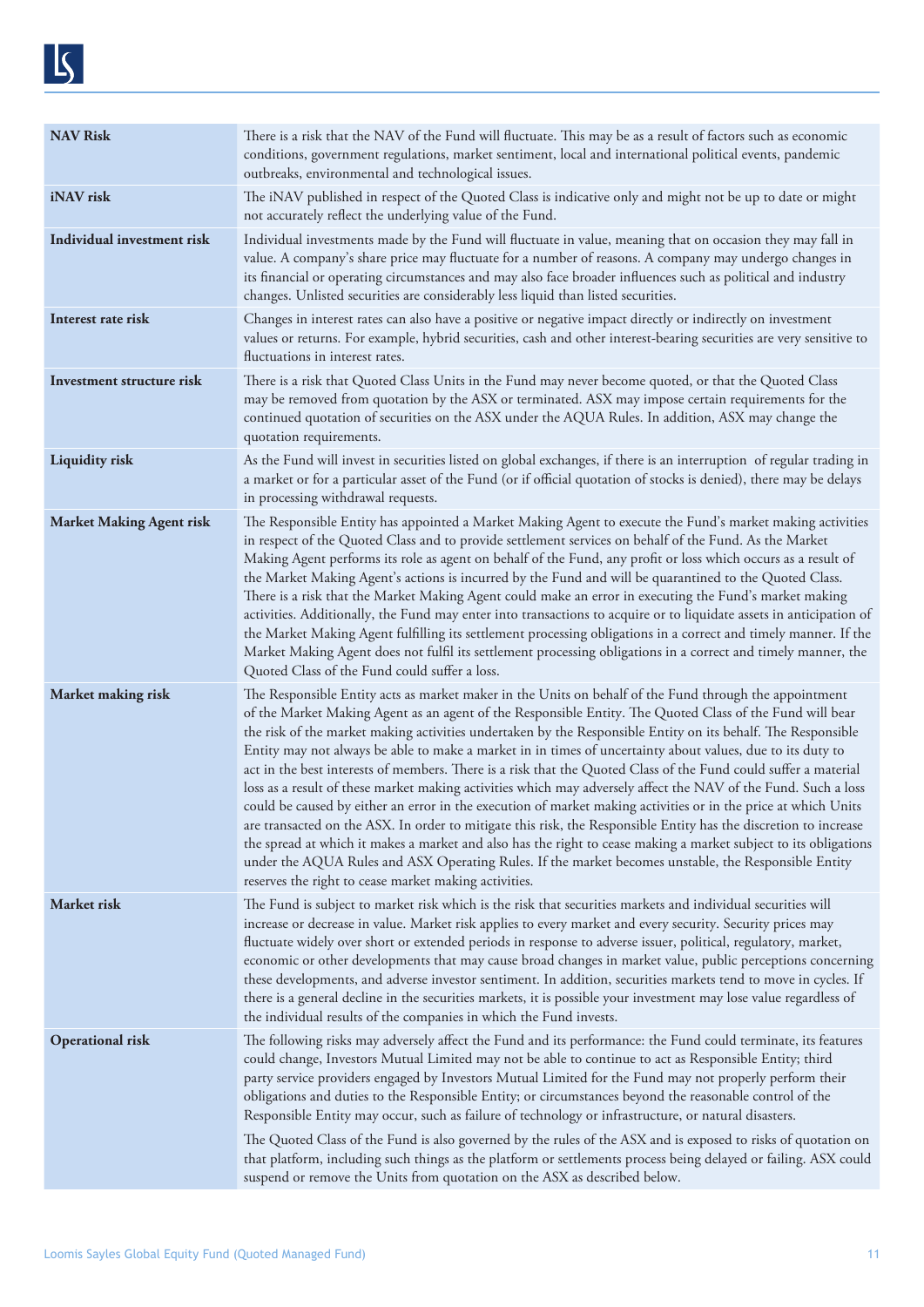| | |
|---|---|
| **NAV Risk** | There is a risk that the NAV of the Fund will fluctuate. This may be as a result of factors such as economic conditions, government regulations, market sentiment, local and international political events, pandemic outbreaks, environmental and technological issues. |
| **iNAV risk** | The iNAV published in respect of the Quoted Class is indicative only and might not be up to date or might not accurately reflect the underlying value of the Fund. |
| **Individual investment risk** | Individual investments made by the Fund will fluctuate in value, meaning that on occasion they may fall in value. A company's share price may fluctuate for a number of reasons. A company may undergo changes in its financial or operating circumstances and may also face broader influences such as political and industry changes. Unlisted securities are considerably less liquid than listed securities. |
| **Interest rate risk** | Changes in interest rates can also have a positive or negative impact directly or indirectly on investment values or returns. For example, hybrid securities, cash and other interest-bearing securities are very sensitive to fluctuations in interest rates. |
| **Investment structure risk** | There is a risk that Quoted Class Units in the Fund may never become quoted, or that the Quoted Class may be removed from quotation by the ASX or terminated. ASX may impose certain requirements for the continued quotation of securities on the ASX under the AQUA Rules. In addition, ASX may change the quotation requirements. |
| **Liquidity risk** | As the Fund will invest in securities listed on global exchanges, if there is an interruption of regular trading in a market or for a particular asset of the Fund (or if official quotation of stocks is denied), there may be delays in processing withdrawal requests. |
| **Market Making Agent risk** | The Responsible Entity has appointed a Market Making Agent to execute the Fund's market making activities in respect of the Quoted Class and to provide settlement services on behalf of the Fund. As the Market Making Agent performs its role as agent on behalf of the Fund, any profit or loss which occurs as a result of the Market Making Agent's actions is incurred by the Fund and will be quarantined to the Quoted Class. There is a risk that the Market Making Agent could make an error in executing the Fund's market making activities. Additionally, the Fund may enter into transactions to acquire or to liquidate assets in anticipation of the Market Making Agent fulfilling its settlement processing obligations in a correct and timely manner. If the Market Making Agent does not fulfil its settlement processing obligations in a correct and timely manner, the Quoted Class of the Fund could suffer a loss. |
| **Market making risk** | The Responsible Entity acts as market maker in the Units on behalf of the Fund through the appointment of the Market Making Agent as an agent of the Responsible Entity. The Quoted Class of the Fund will bear the risk of the market making activities undertaken by the Responsible Entity on its behalf. The Responsible Entity may not always be able to make a market in in times of uncertainty about values, due to its duty to act in the best interests of members. There is a risk that the Quoted Class of the Fund could suffer a material loss as a result of these market making activities which may adversely affect the NAV of the Fund. Such a loss could be caused by either an error in the execution of market making activities or in the price at which Units are transacted on the ASX. In order to mitigate this risk, the Responsible Entity has the discretion to increase the spread at which it makes a market and also has the right to cease making a market subject to its obligations under the AQUA Rules and ASX Operating Rules. If the market becomes unstable, the Responsible Entity reserves the right to cease market making activities. |
| **Market risk** | The Fund is subject to market risk which is the risk that securities markets and individual securities will increase or decrease in value. Market risk applies to every market and every security. Security prices may fluctuate widely over short or extended periods in response to adverse issuer, political, regulatory, market, economic or other developments that may cause broad changes in market value, public perceptions concerning these developments, and adverse investor sentiment. In addition, securities markets tend to move in cycles. If there is a general decline in the securities markets, it is possible your investment may lose value regardless of the individual results of the companies in which the Fund invests. |
| **Operational risk** | The following risks may adversely affect the Fund and its performance: the Fund could terminate, its features could change, Investors Mutual Limited may not be able to continue to act as Responsible Entity; third party service providers engaged by Investors Mutual Limited for the Fund may not properly perform their obligations and duties to the Responsible Entity; or circumstances beyond the reasonable control of the Responsible Entity may occur, such as failure of technology or infrastructure, or natural disasters.<br><br>The Quoted Class of the Fund is also governed by the rules of the ASX and is exposed to risks of quotation on that platform, including such things as the platform or settlements process being delayed or failing. ASX could suspend or remove the Units from quotation on the ASX as described below. |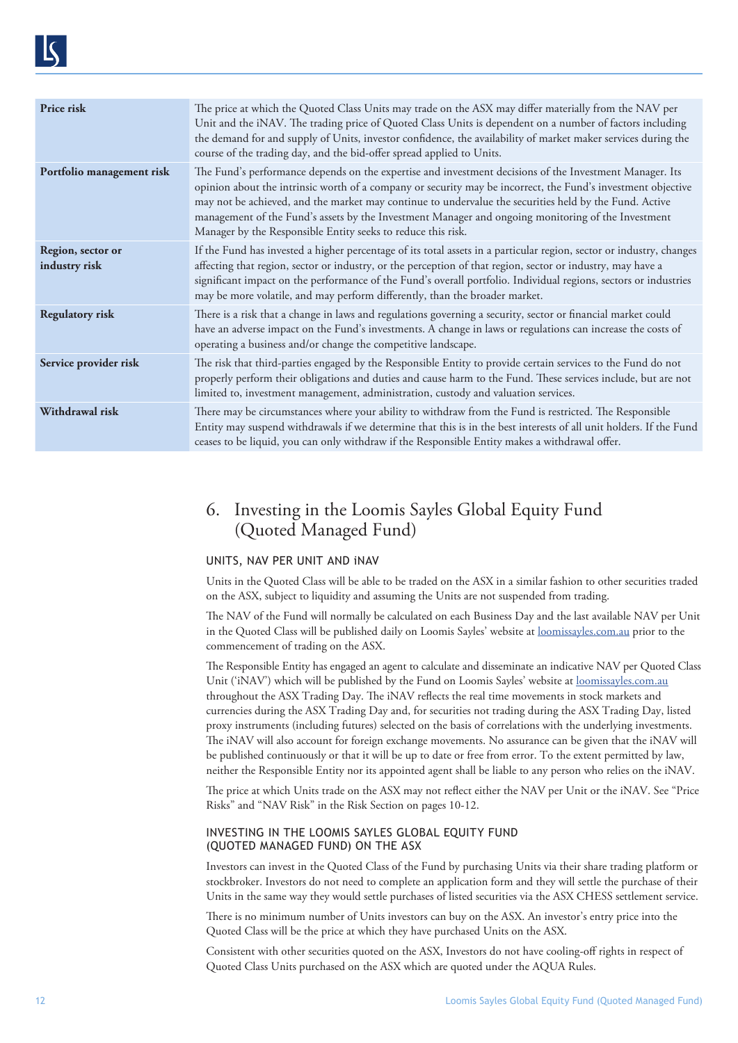| | |
|---|---|
| **Price risk** | The price at which the Quoted Class Units may trade on the ASX may differ materially from the NAV per Unit and the iNAV. The trading price of Quoted Class Units is dependent on a number of factors including the demand for and supply of Units, investor confidence, the availability of market maker services during the course of the trading day, and the bid-offer spread applied to Units. |
| **Portfolio management risk** | The Fund's performance depends on the expertise and investment decisions of the Investment Manager. Its opinion about the intrinsic worth of a company or security may be incorrect, the Fund's investment objective may not be achieved, and the market may continue to undervalue the securities held by the Fund. Active management of the Fund's assets by the Investment Manager and ongoing monitoring of the Investment Manager by the Responsible Entity seeks to reduce this risk. |
| **Region, sector or industry risk** | If the Fund has invested a higher percentage of its total assets in a particular region, sector or industry, changes affecting that region, sector or industry, or the perception of that region, sector or industry, may have a significant impact on the performance of the Fund's overall portfolio. Individual regions, sectors or industries may be more volatile, and may perform differently, than the broader market. |
| **Regulatory risk** | There is a risk that a change in laws and regulations governing a security, sector or financial market could have an adverse impact on the Fund's investments. A change in laws or regulations can increase the costs of operating a business and/or change the competitive landscape. |
| **Service provider risk** | The risk that third-parties engaged by the Responsible Entity to provide certain services to the Fund do not properly perform their obligations and duties and cause harm to the Fund. These services include, but are not limited to, investment management, administration, custody and valuation services. |
| **Withdrawal risk** | There may be circumstances where your ability to withdraw from the Fund is restricted. The Responsible Entity may suspend withdrawals if we determine that this is in the best interests of all unit holders. If the Fund ceases to be liquid, you can only withdraw if the Responsible Entity makes a withdrawal offer. |

# 6. Investing in the Loomis Sayles Global Equity Fund (Quoted Managed Fund)

## UNITS, NAV PER UNIT AND iNAV

Units in the Quoted Class will be able to be traded on the ASX in a similar fashion to other securities traded on the ASX, subject to liquidity and assuming the Units are not suspended from trading.

The NAV of the Fund will normally be calculated on each Business Day and the last available NAV per Unit in the Quoted Class will be published daily on Loomis Sayles' website at loomissayles.com.au prior to the commencement of trading on the ASX.

The Responsible Entity has engaged an agent to calculate and disseminate an indicative NAV per Quoted Class Unit ('iNAV') which will be published by the Fund on Loomis Sayles' website at loomissayles.com.au throughout the ASX Trading Day. The iNAV reflects the real time movements in stock markets and currencies during the ASX Trading Day and, for securities not trading during the ASX Trading Day, listed proxy instruments (including futures) selected on the basis of correlations with the underlying investments. The iNAV will also account for foreign exchange movements. No assurance can be given that the iNAV will be published continuously or that it will be up to date or free from error. To the extent permitted by law, neither the Responsible Entity nor its appointed agent shall be liable to any person who relies on the iNAV.

The price at which Units trade on the ASX may not reflect either the NAV per Unit or the iNAV. See "Price Risks" and "NAV Risk" in the Risk Section on pages 10-12.

## INVESTING IN THE LOOMIS SAYLES GLOBAL EQUITY FUND (QUOTED MANAGED FUND) ON THE ASX

Investors can invest in the Quoted Class of the Fund by purchasing Units via their share trading platform or stockbroker. Investors do not need to complete an application form and they will settle the purchase of their Units in the same way they would settle purchases of listed securities via the ASX CHESS settlement service.

There is no minimum number of Units investors can buy on the ASX. An investor's entry price into the Quoted Class will be the price at which they have purchased Units on the ASX.

Consistent with other securities quoted on the ASX, Investors do not have cooling-off rights in respect of Quoted Class Units purchased on the ASX which are quoted under the AQUA Rules.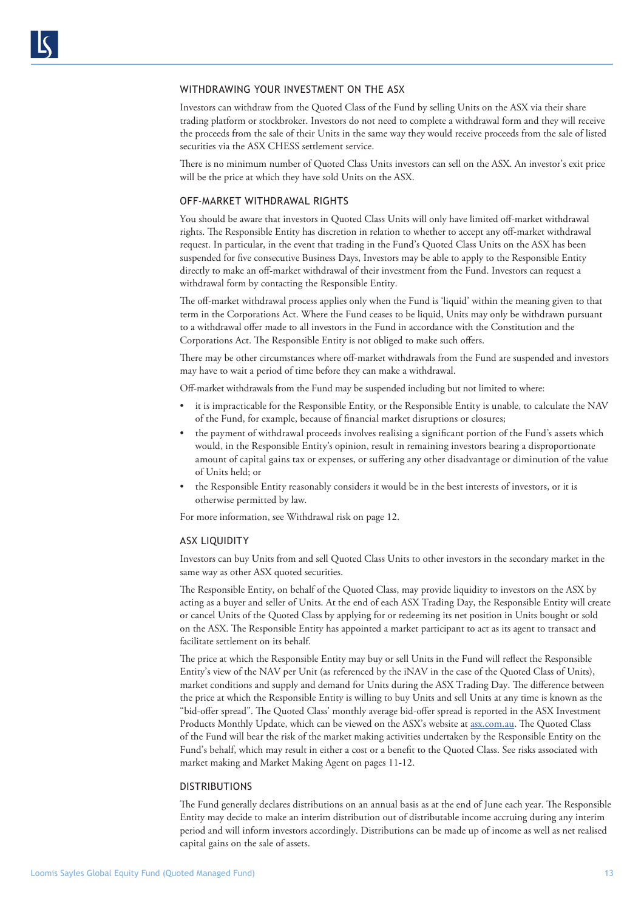## WITHDRAWING YOUR INVESTMENT ON THE ASX

Investors can withdraw from the Quoted Class of the Fund by selling Units on the ASX via their share trading platform or stockbroker. Investors do not need to complete a withdrawal form and they will receive the proceeds from the sale of their Units in the same way they would receive proceeds from the sale of listed securities via the ASX CHESS settlement service.

There is no minimum number of Quoted Class Units investors can sell on the ASX. An investor's exit price will be the price at which they have sold Units on the ASX.

## OFF-MARKET WITHDRAWAL RIGHTS

You should be aware that investors in Quoted Class Units will only have limited off-market withdrawal rights. The Responsible Entity has discretion in relation to whether to accept any off-market withdrawal request. In particular, in the event that trading in the Fund's Quoted Class Units on the ASX has been suspended for five consecutive Business Days, Investors may be able to apply to the Responsible Entity directly to make an off-market withdrawal of their investment from the Fund. Investors can request a withdrawal form by contacting the Responsible Entity.

The off-market withdrawal process applies only when the Fund is 'liquid' within the meaning given to that term in the Corporations Act. Where the Fund ceases to be liquid, Units may only be withdrawn pursuant to a withdrawal offer made to all investors in the Fund in accordance with the Constitution and the Corporations Act. The Responsible Entity is not obliged to make such offers.

There may be other circumstances where off-market withdrawals from the Fund are suspended and investors may have to wait a period of time before they can make a withdrawal.

Off-market withdrawals from the Fund may be suspended including but not limited to where:

- it is impracticable for the Responsible Entity, or the Responsible Entity is unable, to calculate the NAV of the Fund, for example, because of financial market disruptions or closures;
- the payment of withdrawal proceeds involves realising a significant portion of the Fund's assets which would, in the Responsible Entity's opinion, result in remaining investors bearing a disproportionate amount of capital gains tax or expenses, or suffering any other disadvantage or diminution of the value of Units held; or
- the Responsible Entity reasonably considers it would be in the best interests of investors, or it is otherwise permitted by law.

For more information, see Withdrawal risk on page 12.

## ASX LIQUIDITY

Investors can buy Units from and sell Quoted Class Units to other investors in the secondary market in the same way as other ASX quoted securities.

The Responsible Entity, on behalf of the Quoted Class, may provide liquidity to investors on the ASX by acting as a buyer and seller of Units. At the end of each ASX Trading Day, the Responsible Entity will create or cancel Units of the Quoted Class by applying for or redeeming its net position in Units bought or sold on the ASX. The Responsible Entity has appointed a market participant to act as its agent to transact and facilitate settlement on its behalf.

The price at which the Responsible Entity may buy or sell Units in the Fund will reflect the Responsible Entity's view of the NAV per Unit (as referenced by the iNAV in the case of the Quoted Class of Units), market conditions and supply and demand for Units during the ASX Trading Day. The difference between the price at which the Responsible Entity is willing to buy Units and sell Units at any time is known as the "bid-offer spread". The Quoted Class' monthly average bid-offer spread is reported in the ASX Investment Products Monthly Update, which can be viewed on the ASX's website at asx.com.au. The Quoted Class of the Fund will bear the risk of the market making activities undertaken by the Responsible Entity on the Fund's behalf, which may result in either a cost or a benefit to the Quoted Class. See risks associated with market making and Market Making Agent on pages 11-12.

## DISTRIBUTIONS

The Fund generally declares distributions on an annual basis as at the end of June each year. The Responsible Entity may decide to make an interim distribution out of distributable income accruing during any interim period and will inform investors accordingly. Distributions can be made up of income as well as net realised capital gains on the sale of assets.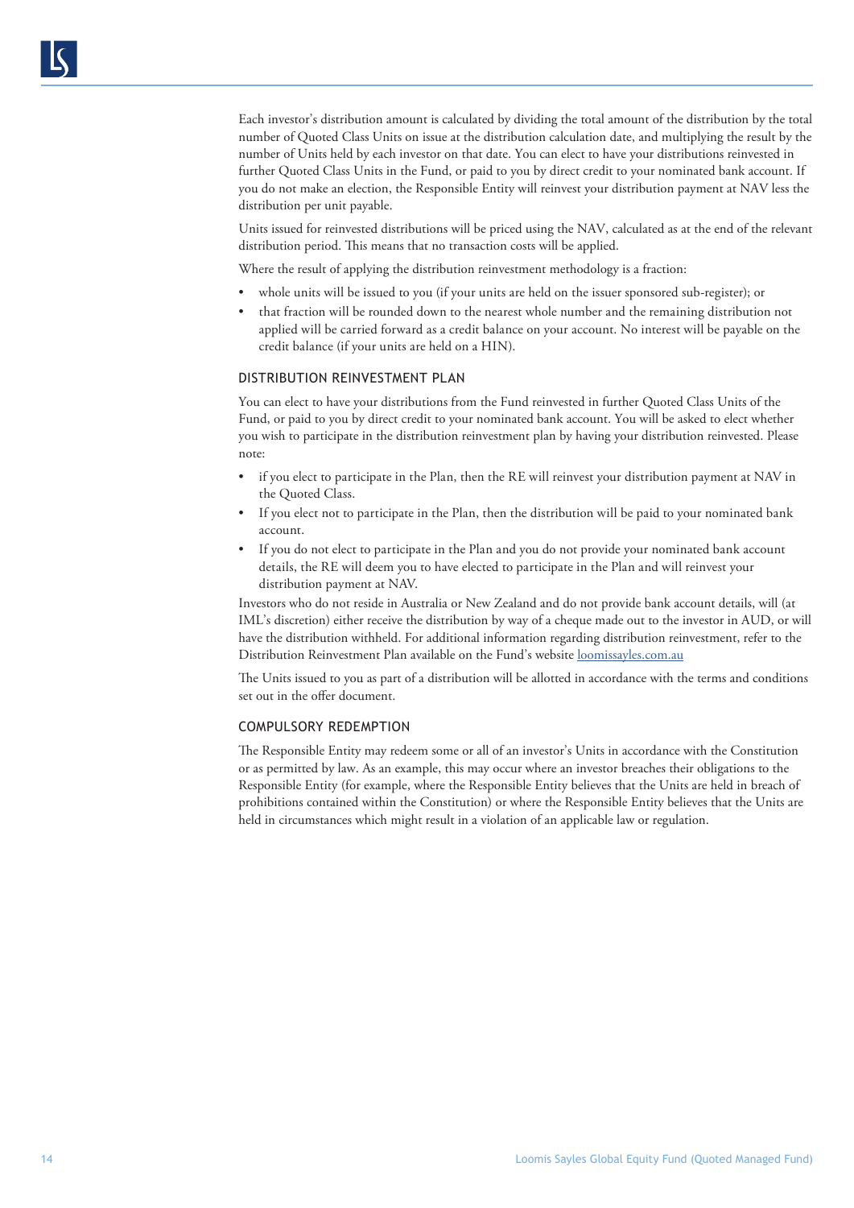Each investor's distribution amount is calculated by dividing the total amount of the distribution by the total number of Quoted Class Units on issue at the distribution calculation date, and multiplying the result by the number of Units held by each investor on that date. You can elect to have your distributions reinvested in further Quoted Class Units in the Fund, or paid to you by direct credit to your nominated bank account. If you do not make an election, the Responsible Entity will reinvest your distribution payment at NAV less the distribution per unit payable.

Units issued for reinvested distributions will be priced using the NAV, calculated as at the end of the relevant distribution period. This means that no transaction costs will be applied.

Where the result of applying the distribution reinvestment methodology is a fraction:

- whole units will be issued to you (if your units are held on the issuer sponsored sub-register); or
- that fraction will be rounded down to the nearest whole number and the remaining distribution not applied will be carried forward as a credit balance on your account. No interest will be payable on the credit balance (if your units are held on a HIN).

## DISTRIBUTION REINVESTMENT PLAN

You can elect to have your distributions from the Fund reinvested in further Quoted Class Units of the Fund, or paid to you by direct credit to your nominated bank account. You will be asked to elect whether you wish to participate in the distribution reinvestment plan by having your distribution reinvested. Please note:

- if you elect to participate in the Plan, then the RE will reinvest your distribution payment at NAV in the Quoted Class.
- If you elect not to participate in the Plan, then the distribution will be paid to your nominated bank account.
- If you do not elect to participate in the Plan and you do not provide your nominated bank account details, the RE will deem you to have elected to participate in the Plan and will reinvest your distribution payment at NAV.

Investors who do not reside in Australia or New Zealand and do not provide bank account details, will (at IML's discretion) either receive the distribution by way of a cheque made out to the investor in AUD, or will have the distribution withheld. For additional information regarding distribution reinvestment, refer to the Distribution Reinvestment Plan available on the Fund's website [loomissayles.com.au](http://loomissayles.com.au)

The Units issued to you as part of a distribution will be allotted in accordance with the terms and conditions set out in the offer document.

## COMPULSORY REDEMPTION

The Responsible Entity may redeem some or all of an investor's Units in accordance with the Constitution or as permitted by law. As an example, this may occur where an investor breaches their obligations to the Responsible Entity (for example, where the Responsible Entity believes that the Units are held in breach of prohibitions contained within the Constitution) or where the Responsible Entity believes that the Units are held in circumstances which might result in a violation of an applicable law or regulation.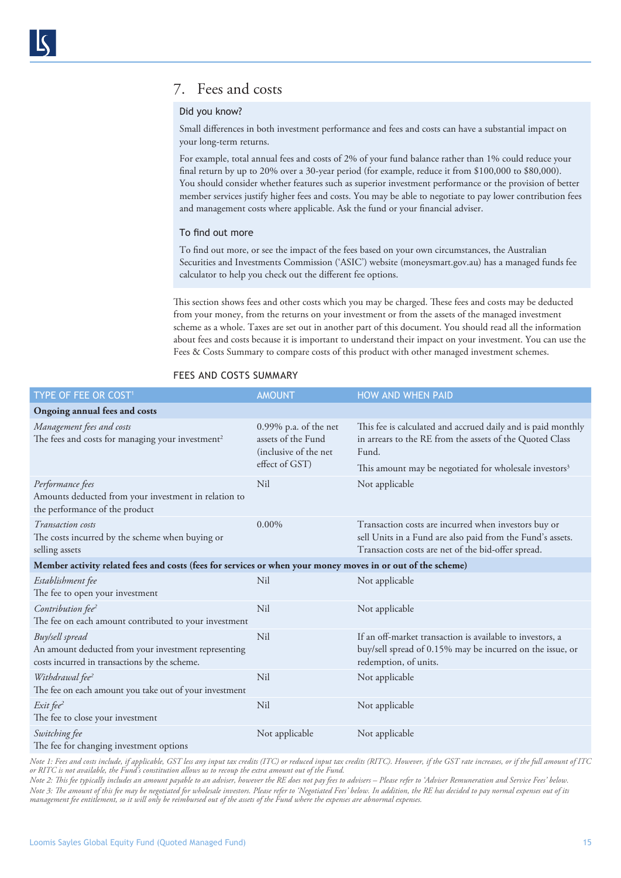## 7. Fees and costs

### Did you know?

Small differences in both investment performance and fees and costs can have a substantial impact on your long-term returns.

For example, total annual fees and costs of 2% of your fund balance rather than 1% could reduce your final return by up to 20% over a 30-year period (for example, reduce it from $100,000 to $80,000). You should consider whether features such as superior investment performance or the provision of better member services justify higher fees and costs. You may be able to negotiate to pay lower contribution fees and management costs where applicable. Ask the fund or your financial adviser.

### To find out more

To find out more, or see the impact of the fees based on your own circumstances, the Australian Securities and Investments Commission ('ASIC') website (moneysmart.gov.au) has a managed funds fee calculator to help you check out the different fee options.

This section shows fees and other costs which you may be charged. These fees and costs may be deducted from your money, from the returns on your investment or from the assets of the managed investment scheme as a whole. Taxes are set out in another part of this document. You should read all the information about fees and costs because it is important to understand their impact on your investment. You can use the Fees & Costs Summary to compare costs of this product with other managed investment schemes.

FEES AND COSTS SUMMARY

| TYPE OF FEE OR COST[1] | AMOUNT | HOW AND WHEN PAID |
|---|---|---|
| **Ongoing annual fees and costs** | | |
| *Management fees and costs*<br>The fees and costs for managing your investment[2] | 0.99% p.a. of the net assets of the Fund (inclusive of the net effect of GST) | This fee is calculated and accrued daily and is paid monthly in arrears to the RE from the assets of the Quoted Class Fund.<br>This amount may be negotiated for wholesale investors[3] |
| *Performance fees*<br>Amounts deducted from your investment in relation to the performance of the product | Nil | Not applicable |
| *Transaction costs*<br>The costs incurred by the scheme when buying or selling assets | 0.00% | Transaction costs are incurred when investors buy or sell Units in a Fund are also paid from the Fund's assets. Transaction costs are net of the bid-offer spread. |
| **Member activity related fees and costs (fees for services or when your money moves in or out of the scheme)** | | |
| *Establishment fee*<br>The fee to open your investment | Nil | Not applicable |
| *Contribution fee[2]*<br>The fee on each amount contributed to your investment | Nil | Not applicable |
| *Buy/sell spread*<br>An amount deducted from your investment representing costs incurred in transactions by the scheme. | Nil | If an off-market transaction is available to investors, a buy/sell spread of 0.15% may be incurred on the issue, or redemption, of units. |
| *Withdrawal fee[2]*<br>The fee on each amount you take out of your investment | Nil | Not applicable |
| *Exit fee[2]*<br>The fee to close your investment | Nil | Not applicable |
| *Switching fee*<br>The fee for changing investment options | Not applicable | Not applicable |

*Note 1: Fees and costs include, if applicable, GST less any input tax credits (ITC) or reduced input tax credits (RITC). However, if the GST rate increases, or if the full amount of ITC or RITC is not available, the Fund's constitution allows us to recoup the extra amount out of the Fund.*
*Note 2: This fee typically includes an amount payable to an adviser, however the RE does not pay fees to advisers – Please refer to 'Adviser Remuneration and Service Fees' below.*
*Note 3: The amount of this fee may be negotiated for wholesale investors. Please refer to 'Negotiated Fees' below. In addition, the RE has decided to pay normal expenses out of its management fee entitlement, so it will only be reimbursed out of the assets of the Fund where the expenses are abnormal expenses.*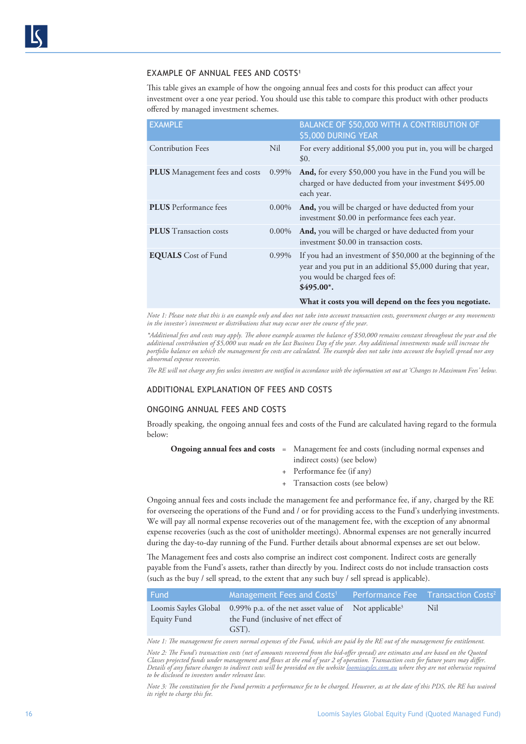## EXAMPLE OF ANNUAL FEES AND COSTS[1]

This table gives an example of how the ongoing annual fees and costs for this product can affect your investment over a one year period. You should use this table to compare this product with other products offered by managed investment schemes.

| EXAMPLE | | BALANCE OF $50,000 WITH A CONTRIBUTION OF $5,000 DURING YEAR |
|---|---|---|
| Contribution Fees | Nil | For every additional $5,000 you put in, you will be charged $0. |
| **PLUS** Management fees and costs | 0.99% | **And,** for every $50,000 you have in the Fund you will be charged or have deducted from your investment $495.00 each year. |
| **PLUS** Performance fees | 0.00% | **And,** you will be charged or have deducted from your investment $0.00 in performance fees each year. |
| **PLUS** Transaction costs | 0.00% | **And,** you will be charged or have deducted from your investment $0.00 in transaction costs. |
| **EQUALS** Cost of Fund | 0.99% | If you had an investment of $50,000 at the beginning of the year and you put in an additional $5,000 during that year, you would be charged fees of: **$495.00*.** <br> **What it costs you will depend on the fees you negotiate.** |

*Note 1: Please note that this is an example only and does not take into account transaction costs, government charges or any movements in the investor's investment or distributions that may occur over the course of the year.*

*\*Additional fees and costs may apply. The above example assumes the balance of $50,000 remains constant throughout the year and the additional contribution of $5,000 was made on the last Business Day of the year. Any additional investments made will increase the portfolio balance on which the management fee costs are calculated. The example does not take into account the buy/sell spread nor any abnormal expense recoveries.*

*The RE will not charge any fees unless investors are notified in accordance with the information set out at 'Changes to Maximum Fees' below.*

## ADDITIONAL EXPLANATION OF FEES AND COSTS

### ONGOING ANNUAL FEES AND COSTS

Broadly speaking, the ongoing annual fees and costs of the Fund are calculated having regard to the formula below:

**Ongoing annual fees and costs** = Management fee and costs (including normal expenses and indirect costs) (see below)
+ Performance fee (if any)
+ Transaction costs (see below)

Ongoing annual fees and costs include the management fee and performance fee, if any, charged by the RE for overseeing the operations of the Fund and / or for providing access to the Fund's underlying investments. We will pay all normal expense recoveries out of the management fee, with the exception of any abnormal expense recoveries (such as the cost of unitholder meetings). Abnormal expenses are not generally incurred during the day-to-day running of the Fund. Further details about abnormal expenses are set out below.

The Management fees and costs also comprise an indirect cost component. Indirect costs are generally payable from the Fund's assets, rather than directly by you. Indirect costs do not include transaction costs (such as the buy / sell spread, to the extent that any such buy / sell spread is applicable).

| Fund | Management Fees and Costs[1] | Performance Fee | Transaction Costs[2] |
|---|---|---|---|
| Loomis Sayles Global Equity Fund | 0.99% p.a. of the net asset value of the Fund (inclusive of net effect of GST). | Not applicable[3] | Nil |

*Note 1: The management fee covers normal expenses of the Fund, which are paid by the RE out of the management fee entitlement.*

*Note 2: The Fund's transaction costs (net of amounts recovered from the bid-offer spread) are estimates and are based on the Quoted Classes projected funds under management and flows at the end of year 2 of operation. Transaction costs for future years may differ. Details of any future changes to indirect costs will be provided on the website loomissayles.com.au where they are not otherwise required to be disclosed to investors under relevant law.*

*Note 3: The constitution for the Fund permits a performance fee to be charged. However, as at the date of this PDS, the RE has waived its right to charge this fee.*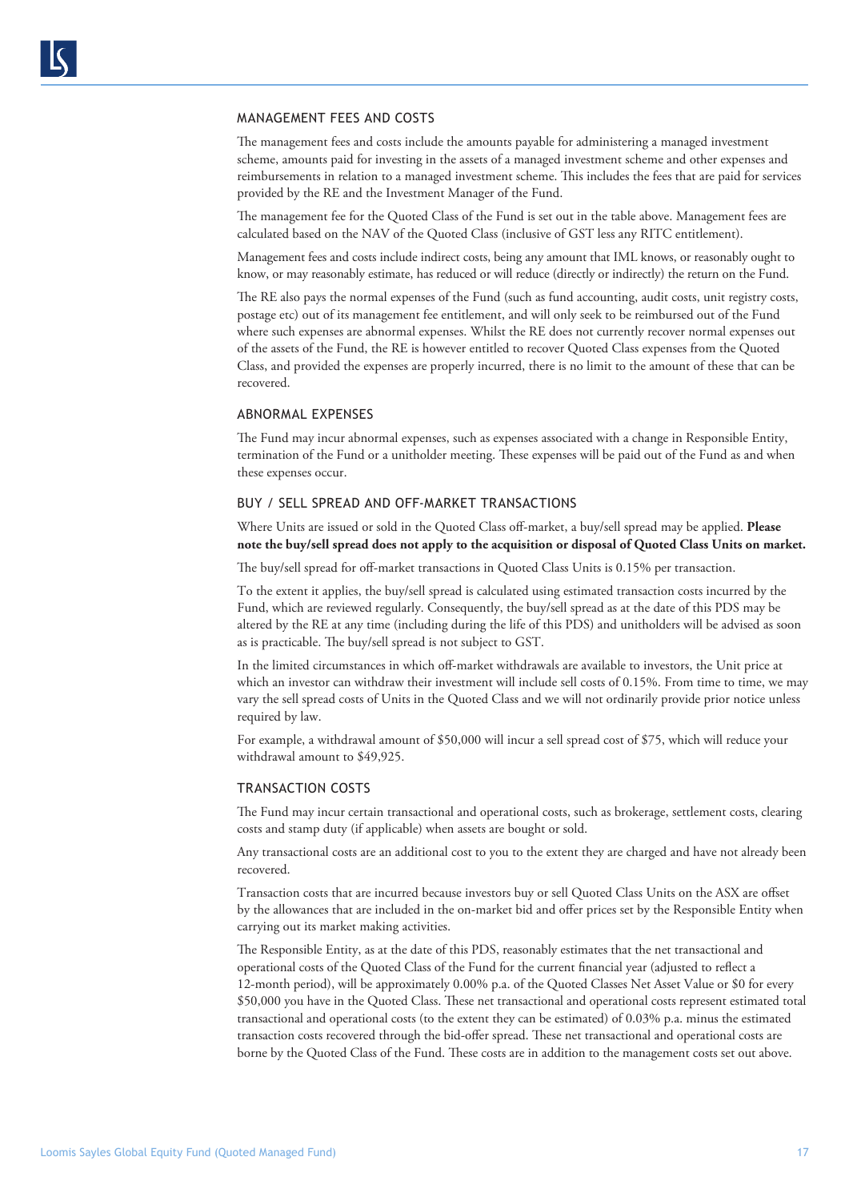### MANAGEMENT FEES AND COSTS

The management fees and costs include the amounts payable for administering a managed investment scheme, amounts paid for investing in the assets of a managed investment scheme and other expenses and reimbursements in relation to a managed investment scheme. This includes the fees that are paid for services provided by the RE and the Investment Manager of the Fund.

The management fee for the Quoted Class of the Fund is set out in the table above. Management fees are calculated based on the NAV of the Quoted Class (inclusive of GST less any RITC entitlement).

Management fees and costs include indirect costs, being any amount that IML knows, or reasonably ought to know, or may reasonably estimate, has reduced or will reduce (directly or indirectly) the return on the Fund.

The RE also pays the normal expenses of the Fund (such as fund accounting, audit costs, unit registry costs, postage etc) out of its management fee entitlement, and will only seek to be reimbursed out of the Fund where such expenses are abnormal expenses. Whilst the RE does not currently recover normal expenses out of the assets of the Fund, the RE is however entitled to recover Quoted Class expenses from the Quoted Class, and provided the expenses are properly incurred, there is no limit to the amount of these that can be recovered.

### ABNORMAL EXPENSES

The Fund may incur abnormal expenses, such as expenses associated with a change in Responsible Entity, termination of the Fund or a unitholder meeting. These expenses will be paid out of the Fund as and when these expenses occur.

### BUY / SELL SPREAD AND OFF-MARKET TRANSACTIONS

Where Units are issued or sold in the Quoted Class off-market, a buy/sell spread may be applied. **Please note the buy/sell spread does not apply to the acquisition or disposal of Quoted Class Units on market.**

The buy/sell spread for off-market transactions in Quoted Class Units is 0.15% per transaction.

To the extent it applies, the buy/sell spread is calculated using estimated transaction costs incurred by the Fund, which are reviewed regularly. Consequently, the buy/sell spread as at the date of this PDS may be altered by the RE at any time (including during the life of this PDS) and unitholders will be advised as soon as is practicable. The buy/sell spread is not subject to GST.

In the limited circumstances in which off-market withdrawals are available to investors, the Unit price at which an investor can withdraw their investment will include sell costs of 0.15%. From time to time, we may vary the sell spread costs of Units in the Quoted Class and we will not ordinarily provide prior notice unless required by law.

For example, a withdrawal amount of $50,000 will incur a sell spread cost of $75, which will reduce your withdrawal amount to $49,925.

### TRANSACTION COSTS

The Fund may incur certain transactional and operational costs, such as brokerage, settlement costs, clearing costs and stamp duty (if applicable) when assets are bought or sold.

Any transactional costs are an additional cost to you to the extent they are charged and have not already been recovered.

Transaction costs that are incurred because investors buy or sell Quoted Class Units on the ASX are offset by the allowances that are included in the on-market bid and offer prices set by the Responsible Entity when carrying out its market making activities.

The Responsible Entity, as at the date of this PDS, reasonably estimates that the net transactional and operational costs of the Quoted Class of the Fund for the current financial year (adjusted to reflect a 12-month period), will be approximately 0.00% p.a. of the Quoted Classes Net Asset Value or $0 for every $50,000 you have in the Quoted Class. These net transactional and operational costs represent estimated total transactional and operational costs (to the extent they can be estimated) of 0.03% p.a. minus the estimated transaction costs recovered through the bid-offer spread. These net transactional and operational costs are borne by the Quoted Class of the Fund. These costs are in addition to the management costs set out above.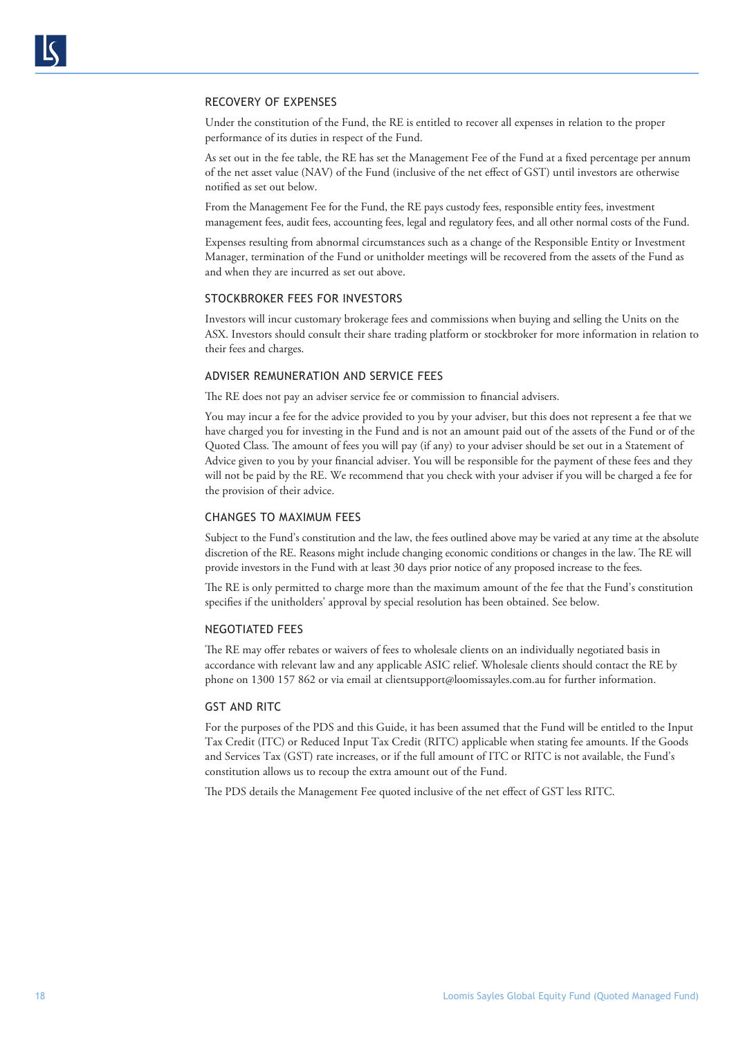### RECOVERY OF EXPENSES

Under the constitution of the Fund, the RE is entitled to recover all expenses in relation to the proper performance of its duties in respect of the Fund.

As set out in the fee table, the RE has set the Management Fee of the Fund at a fixed percentage per annum of the net asset value (NAV) of the Fund (inclusive of the net effect of GST) until investors are otherwise notified as set out below.

From the Management Fee for the Fund, the RE pays custody fees, responsible entity fees, investment management fees, audit fees, accounting fees, legal and regulatory fees, and all other normal costs of the Fund.

Expenses resulting from abnormal circumstances such as a change of the Responsible Entity or Investment Manager, termination of the Fund or unitholder meetings will be recovered from the assets of the Fund as and when they are incurred as set out above.

### STOCKBROKER FEES FOR INVESTORS

Investors will incur customary brokerage fees and commissions when buying and selling the Units on the ASX. Investors should consult their share trading platform or stockbroker for more information in relation to their fees and charges.

### ADVISER REMUNERATION AND SERVICE FEES

The RE does not pay an adviser service fee or commission to financial advisers.

You may incur a fee for the advice provided to you by your adviser, but this does not represent a fee that we have charged you for investing in the Fund and is not an amount paid out of the assets of the Fund or of the Quoted Class. The amount of fees you will pay (if any) to your adviser should be set out in a Statement of Advice given to you by your financial adviser. You will be responsible for the payment of these fees and they will not be paid by the RE. We recommend that you check with your adviser if you will be charged a fee for the provision of their advice.

### CHANGES TO MAXIMUM FEES

Subject to the Fund's constitution and the law, the fees outlined above may be varied at any time at the absolute discretion of the RE. Reasons might include changing economic conditions or changes in the law. The RE will provide investors in the Fund with at least 30 days prior notice of any proposed increase to the fees.

The RE is only permitted to charge more than the maximum amount of the fee that the Fund's constitution specifies if the unitholders' approval by special resolution has been obtained. See below.

### NEGOTIATED FEES

The RE may offer rebates or waivers of fees to wholesale clients on an individually negotiated basis in accordance with relevant law and any applicable ASIC relief. Wholesale clients should contact the RE by phone on 1300 157 862 or via email at clientsupport@loomissayles.com.au for further information.

### GST AND RITC

For the purposes of the PDS and this Guide, it has been assumed that the Fund will be entitled to the Input Tax Credit (ITC) or Reduced Input Tax Credit (RITC) applicable when stating fee amounts. If the Goods and Services Tax (GST) rate increases, or if the full amount of ITC or RITC is not available, the Fund's constitution allows us to recoup the extra amount out of the Fund.

The PDS details the Management Fee quoted inclusive of the net effect of GST less RITC.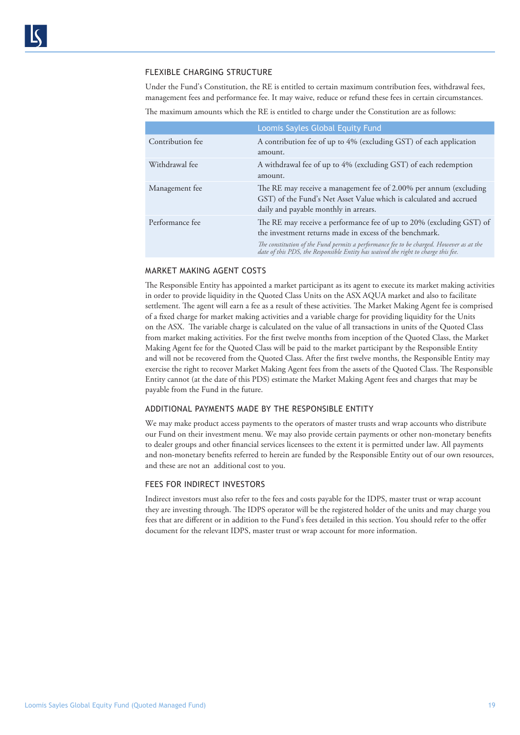## FLEXIBLE CHARGING STRUCTURE

Under the Fund's Constitution, the RE is entitled to certain maximum contribution fees, withdrawal fees, management fees and performance fee. It may waive, reduce or refund these fees in certain circumstances.

The maximum amounts which the RE is entitled to charge under the Constitution are as follows:

| | Loomis Sayles Global Equity Fund |
|---|---|
| Contribution fee | A contribution fee of up to 4% (excluding GST) of each application amount. |
| Withdrawal fee | A withdrawal fee of up to 4% (excluding GST) of each redemption amount. |
| Management fee | The RE may receive a management fee of 2.00% per annum (excluding GST) of the Fund's Net Asset Value which is calculated and accrued daily and payable monthly in arrears. |
| Performance fee | The RE may receive a performance fee of up to 20% (excluding GST) of the investment returns made in excess of the benchmark. *The constitution of the Fund permits a performance fee to be charged. However as at the date of this PDS, the Responsible Entity has waived the right to charge this fee.* |

## MARKET MAKING AGENT COSTS

The Responsible Entity has appointed a market participant as its agent to execute its market making activities in order to provide liquidity in the Quoted Class Units on the ASX AQUA market and also to facilitate settlement. The agent will earn a fee as a result of these activities. The Market Making Agent fee is comprised of a fixed charge for market making activities and a variable charge for providing liquidity for the Units on the ASX. The variable charge is calculated on the value of all transactions in units of the Quoted Class from market making activities. For the first twelve months from inception of the Quoted Class, the Market Making Agent fee for the Quoted Class will be paid to the market participant by the Responsible Entity and will not be recovered from the Quoted Class. After the first twelve months, the Responsible Entity may exercise the right to recover Market Making Agent fees from the assets of the Quoted Class. The Responsible Entity cannot (at the date of this PDS) estimate the Market Making Agent fees and charges that may be payable from the Fund in the future.

## ADDITIONAL PAYMENTS MADE BY THE RESPONSIBLE ENTITY

We may make product access payments to the operators of master trusts and wrap accounts who distribute our Fund on their investment menu. We may also provide certain payments or other non-monetary benefits to dealer groups and other financial services licensees to the extent it is permitted under law. All payments and non-monetary benefits referred to herein are funded by the Responsible Entity out of our own resources, and these are not an additional cost to you.

## FEES FOR INDIRECT INVESTORS

Indirect investors must also refer to the fees and costs payable for the IDPS, master trust or wrap account they are investing through. The IDPS operator will be the registered holder of the units and may charge you fees that are different or in addition to the Fund's fees detailed in this section. You should refer to the offer document for the relevant IDPS, master trust or wrap account for more information.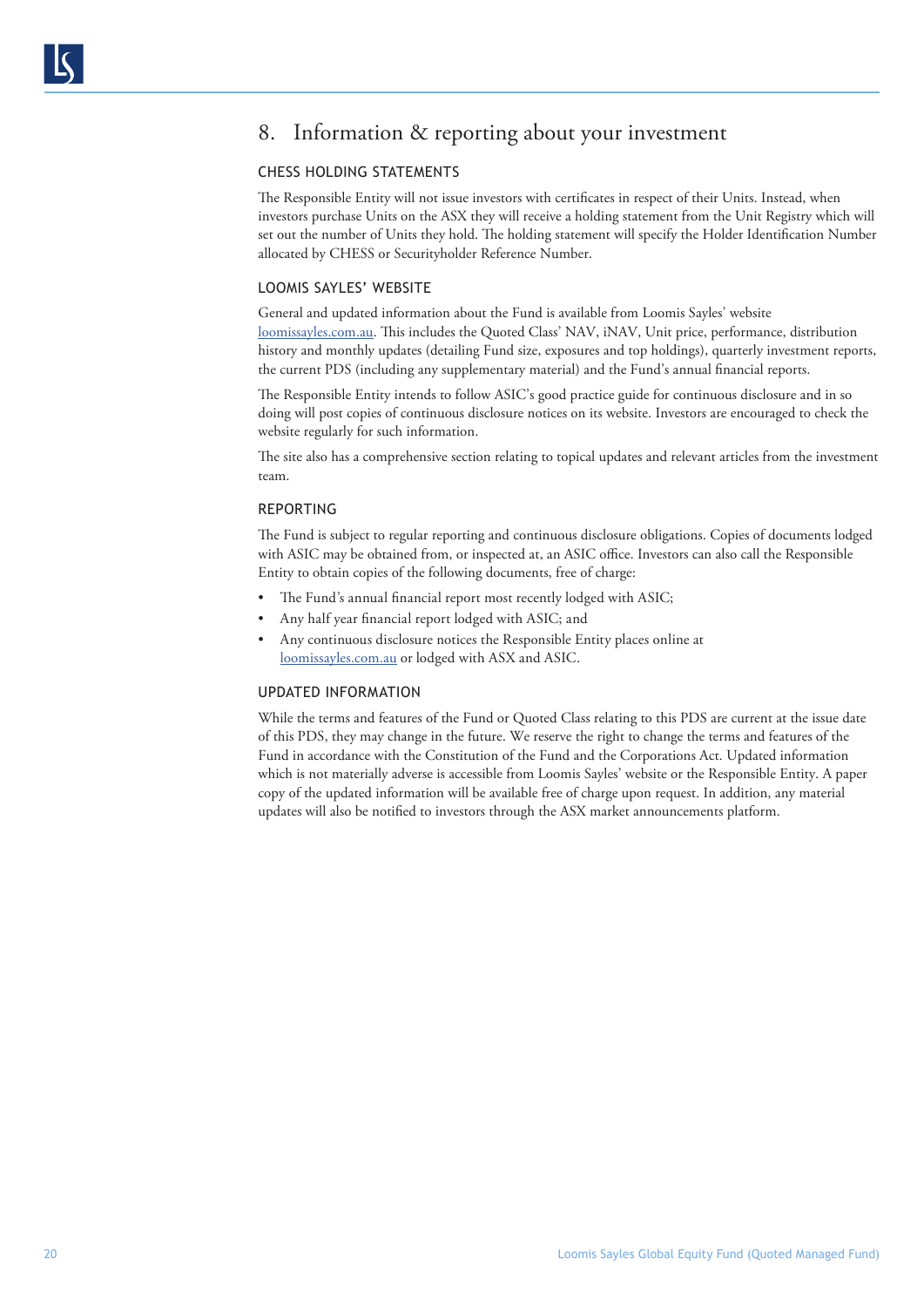# 8. Information & reporting about your investment

## CHESS HOLDING STATEMENTS

The Responsible Entity will not issue investors with certificates in respect of their Units. Instead, when investors purchase Units on the ASX they will receive a holding statement from the Unit Registry which will set out the number of Units they hold. The holding statement will specify the Holder Identification Number allocated by CHESS or Securityholder Reference Number.

## LOOMIS SAYLES' WEBSITE

General and updated information about the Fund is available from Loomis Sayles' website loomissayles.com.au. This includes the Quoted Class' NAV, iNAV, Unit price, performance, distribution history and monthly updates (detailing Fund size, exposures and top holdings), quarterly investment reports, the current PDS (including any supplementary material) and the Fund's annual financial reports.

The Responsible Entity intends to follow ASIC's good practice guide for continuous disclosure and in so doing will post copies of continuous disclosure notices on its website. Investors are encouraged to check the website regularly for such information.

The site also has a comprehensive section relating to topical updates and relevant articles from the investment team.

## REPORTING

The Fund is subject to regular reporting and continuous disclosure obligations. Copies of documents lodged with ASIC may be obtained from, or inspected at, an ASIC office. Investors can also call the Responsible Entity to obtain copies of the following documents, free of charge:

- The Fund's annual financial report most recently lodged with ASIC;
- Any half year financial report lodged with ASIC; and
- Any continuous disclosure notices the Responsible Entity places online at loomissayles.com.au or lodged with ASX and ASIC.

## UPDATED INFORMATION

While the terms and features of the Fund or Quoted Class relating to this PDS are current at the issue date of this PDS, they may change in the future. We reserve the right to change the terms and features of the Fund in accordance with the Constitution of the Fund and the Corporations Act. Updated information which is not materially adverse is accessible from Loomis Sayles' website or the Responsible Entity. A paper copy of the updated information will be available free of charge upon request. In addition, any material updates will also be notified to investors through the ASX market announcements platform.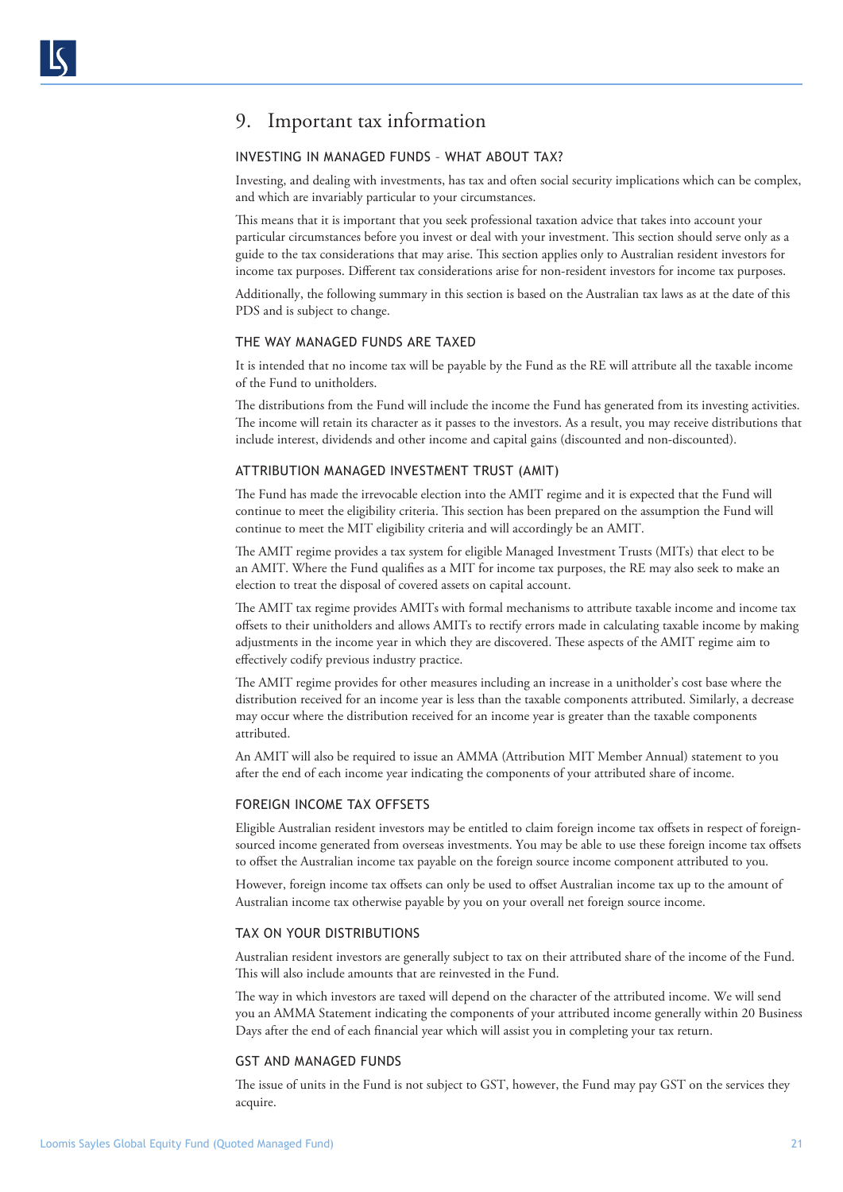# 9. Important tax information

## INVESTING IN MANAGED FUNDS – WHAT ABOUT TAX?

Investing, and dealing with investments, has tax and often social security implications which can be complex, and which are invariably particular to your circumstances.

This means that it is important that you seek professional taxation advice that takes into account your particular circumstances before you invest or deal with your investment. This section should serve only as a guide to the tax considerations that may arise. This section applies only to Australian resident investors for income tax purposes. Different tax considerations arise for non-resident investors for income tax purposes.

Additionally, the following summary in this section is based on the Australian tax laws as at the date of this PDS and is subject to change.

## THE WAY MANAGED FUNDS ARE TAXED

It is intended that no income tax will be payable by the Fund as the RE will attribute all the taxable income of the Fund to unitholders.

The distributions from the Fund will include the income the Fund has generated from its investing activities. The income will retain its character as it passes to the investors. As a result, you may receive distributions that include interest, dividends and other income and capital gains (discounted and non-discounted).

## ATTRIBUTION MANAGED INVESTMENT TRUST (AMIT)

The Fund has made the irrevocable election into the AMIT regime and it is expected that the Fund will continue to meet the eligibility criteria. This section has been prepared on the assumption the Fund will continue to meet the MIT eligibility criteria and will accordingly be an AMIT.

The AMIT regime provides a tax system for eligible Managed Investment Trusts (MITs) that elect to be an AMIT. Where the Fund qualifies as a MIT for income tax purposes, the RE may also seek to make an election to treat the disposal of covered assets on capital account.

The AMIT tax regime provides AMITs with formal mechanisms to attribute taxable income and income tax offsets to their unitholders and allows AMITs to rectify errors made in calculating taxable income by making adjustments in the income year in which they are discovered. These aspects of the AMIT regime aim to effectively codify previous industry practice.

The AMIT regime provides for other measures including an increase in a unitholder's cost base where the distribution received for an income year is less than the taxable components attributed. Similarly, a decrease may occur where the distribution received for an income year is greater than the taxable components attributed.

An AMIT will also be required to issue an AMMA (Attribution MIT Member Annual) statement to you after the end of each income year indicating the components of your attributed share of income.

## FOREIGN INCOME TAX OFFSETS

Eligible Australian resident investors may be entitled to claim foreign income tax offsets in respect of foreign-sourced income generated from overseas investments. You may be able to use these foreign income tax offsets to offset the Australian income tax payable on the foreign source income component attributed to you.

However, foreign income tax offsets can only be used to offset Australian income tax up to the amount of Australian income tax otherwise payable by you on your overall net foreign source income.

## TAX ON YOUR DISTRIBUTIONS

Australian resident investors are generally subject to tax on their attributed share of the income of the Fund. This will also include amounts that are reinvested in the Fund.

The way in which investors are taxed will depend on the character of the attributed income. We will send you an AMMA Statement indicating the components of your attributed income generally within 20 Business Days after the end of each financial year which will assist you in completing your tax return.

## GST AND MANAGED FUNDS

The issue of units in the Fund is not subject to GST, however, the Fund may pay GST on the services they acquire.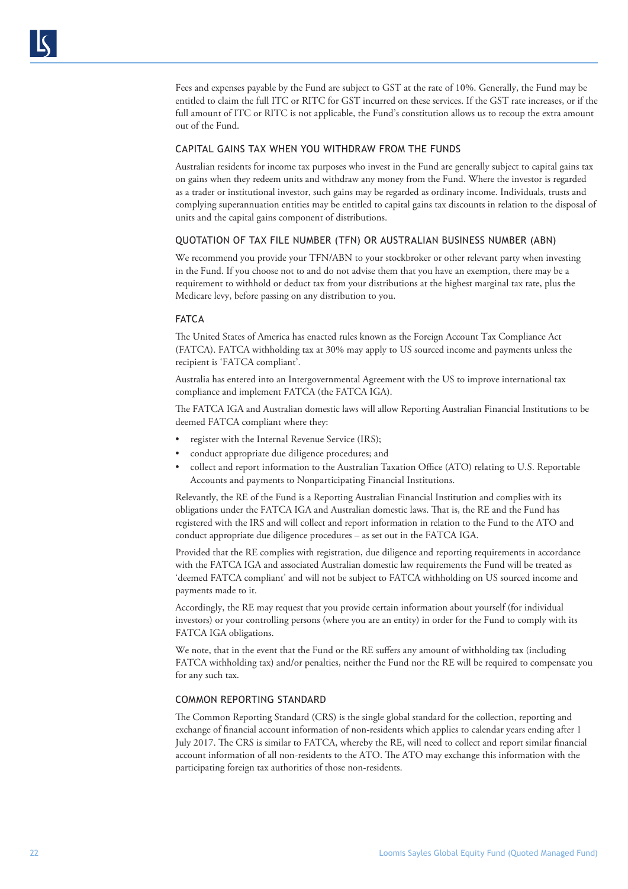Fees and expenses payable by the Fund are subject to GST at the rate of 10%. Generally, the Fund may be entitled to claim the full ITC or RITC for GST incurred on these services. If the GST rate increases, or if the full amount of ITC or RITC is not applicable, the Fund's constitution allows us to recoup the extra amount out of the Fund.

## CAPITAL GAINS TAX WHEN YOU WITHDRAW FROM THE FUNDS

Australian residents for income tax purposes who invest in the Fund are generally subject to capital gains tax on gains when they redeem units and withdraw any money from the Fund. Where the investor is regarded as a trader or institutional investor, such gains may be regarded as ordinary income. Individuals, trusts and complying superannuation entities may be entitled to capital gains tax discounts in relation to the disposal of units and the capital gains component of distributions.

## QUOTATION OF TAX FILE NUMBER (TFN) OR AUSTRALIAN BUSINESS NUMBER (ABN)

We recommend you provide your TFN/ABN to your stockbroker or other relevant party when investing in the Fund. If you choose not to and do not advise them that you have an exemption, there may be a requirement to withhold or deduct tax from your distributions at the highest marginal tax rate, plus the Medicare levy, before passing on any distribution to you.

## FATCA

The United States of America has enacted rules known as the Foreign Account Tax Compliance Act (FATCA). FATCA withholding tax at 30% may apply to US sourced income and payments unless the recipient is 'FATCA compliant'.

Australia has entered into an Intergovernmental Agreement with the US to improve international tax compliance and implement FATCA (the FATCA IGA).

The FATCA IGA and Australian domestic laws will allow Reporting Australian Financial Institutions to be deemed FATCA compliant where they:

- register with the Internal Revenue Service (IRS);
- conduct appropriate due diligence procedures; and
- collect and report information to the Australian Taxation Office (ATO) relating to U.S. Reportable Accounts and payments to Nonparticipating Financial Institutions.

Relevantly, the RE of the Fund is a Reporting Australian Financial Institution and complies with its obligations under the FATCA IGA and Australian domestic laws. That is, the RE and the Fund has registered with the IRS and will collect and report information in relation to the Fund to the ATO and conduct appropriate due diligence procedures – as set out in the FATCA IGA.

Provided that the RE complies with registration, due diligence and reporting requirements in accordance with the FATCA IGA and associated Australian domestic law requirements the Fund will be treated as 'deemed FATCA compliant' and will not be subject to FATCA withholding on US sourced income and payments made to it.

Accordingly, the RE may request that you provide certain information about yourself (for individual investors) or your controlling persons (where you are an entity) in order for the Fund to comply with its FATCA IGA obligations.

We note, that in the event that the Fund or the RE suffers any amount of withholding tax (including FATCA withholding tax) and/or penalties, neither the Fund nor the RE will be required to compensate you for any such tax.

## COMMON REPORTING STANDARD

The Common Reporting Standard (CRS) is the single global standard for the collection, reporting and exchange of financial account information of non-residents which applies to calendar years ending after 1 July 2017. The CRS is similar to FATCA, whereby the RE, will need to collect and report similar financial account information of all non-residents to the ATO. The ATO may exchange this information with the participating foreign tax authorities of those non-residents.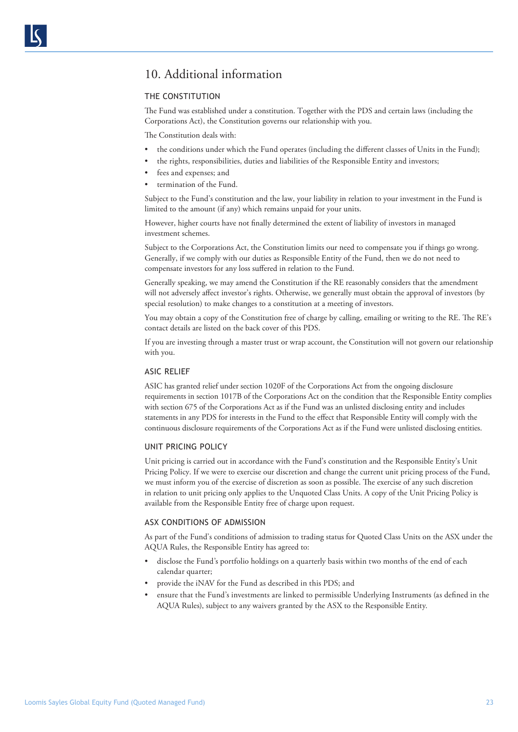# 10. Additional information

## THE CONSTITUTION

The Fund was established under a constitution. Together with the PDS and certain laws (including the Corporations Act), the Constitution governs our relationship with you.

The Constitution deals with:

- the conditions under which the Fund operates (including the different classes of Units in the Fund);
- the rights, responsibilities, duties and liabilities of the Responsible Entity and investors;
- fees and expenses; and
- termination of the Fund.

Subject to the Fund's constitution and the law, your liability in relation to your investment in the Fund is limited to the amount (if any) which remains unpaid for your units.

However, higher courts have not finally determined the extent of liability of investors in managed investment schemes.

Subject to the Corporations Act, the Constitution limits our need to compensate you if things go wrong. Generally, if we comply with our duties as Responsible Entity of the Fund, then we do not need to compensate investors for any loss suffered in relation to the Fund.

Generally speaking, we may amend the Constitution if the RE reasonably considers that the amendment will not adversely affect investor's rights. Otherwise, we generally must obtain the approval of investors (by special resolution) to make changes to a constitution at a meeting of investors.

You may obtain a copy of the Constitution free of charge by calling, emailing or writing to the RE. The RE's contact details are listed on the back cover of this PDS.

If you are investing through a master trust or wrap account, the Constitution will not govern our relationship with you.

## ASIC RELIEF

ASIC has granted relief under section 1020F of the Corporations Act from the ongoing disclosure requirements in section 1017B of the Corporations Act on the condition that the Responsible Entity complies with section 675 of the Corporations Act as if the Fund was an unlisted disclosing entity and includes statements in any PDS for interests in the Fund to the effect that Responsible Entity will comply with the continuous disclosure requirements of the Corporations Act as if the Fund were unlisted disclosing entities.

## UNIT PRICING POLICY

Unit pricing is carried out in accordance with the Fund's constitution and the Responsible Entity's Unit Pricing Policy. If we were to exercise our discretion and change the current unit pricing process of the Fund, we must inform you of the exercise of discretion as soon as possible. The exercise of any such discretion in relation to unit pricing only applies to the Unquoted Class Units. A copy of the Unit Pricing Policy is available from the Responsible Entity free of charge upon request.

## ASX CONDITIONS OF ADMISSION

As part of the Fund's conditions of admission to trading status for Quoted Class Units on the ASX under the AQUA Rules, the Responsible Entity has agreed to:

- disclose the Fund's portfolio holdings on a quarterly basis within two months of the end of each calendar quarter;
- provide the iNAV for the Fund as described in this PDS; and
- ensure that the Fund's investments are linked to permissible Underlying Instruments (as defined in the AQUA Rules), subject to any waivers granted by the ASX to the Responsible Entity.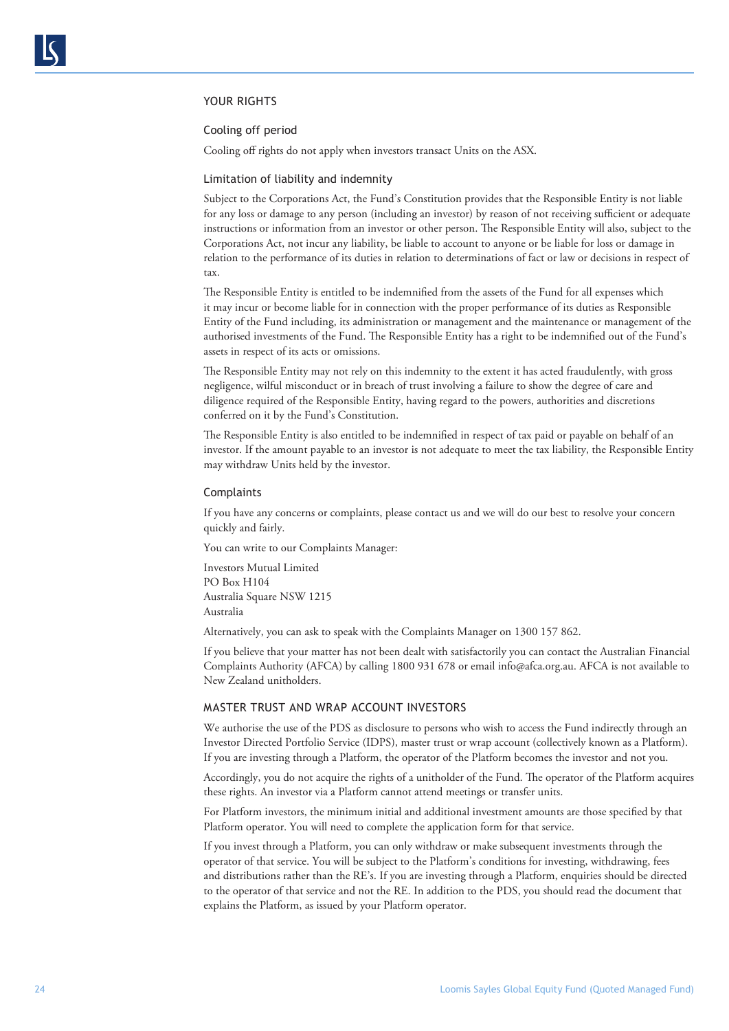## YOUR RIGHTS

### Cooling off period

Cooling off rights do not apply when investors transact Units on the ASX.

### Limitation of liability and indemnity

Subject to the Corporations Act, the Fund's Constitution provides that the Responsible Entity is not liable for any loss or damage to any person (including an investor) by reason of not receiving sufficient or adequate instructions or information from an investor or other person. The Responsible Entity will also, subject to the Corporations Act, not incur any liability, be liable to account to anyone or be liable for loss or damage in relation to the performance of its duties in relation to determinations of fact or law or decisions in respect of tax.

The Responsible Entity is entitled to be indemnified from the assets of the Fund for all expenses which it may incur or become liable for in connection with the proper performance of its duties as Responsible Entity of the Fund including, its administration or management and the maintenance or management of the authorised investments of the Fund. The Responsible Entity has a right to be indemnified out of the Fund's assets in respect of its acts or omissions.

The Responsible Entity may not rely on this indemnity to the extent it has acted fraudulently, with gross negligence, wilful misconduct or in breach of trust involving a failure to show the degree of care and diligence required of the Responsible Entity, having regard to the powers, authorities and discretions conferred on it by the Fund's Constitution.

The Responsible Entity is also entitled to be indemnified in respect of tax paid or payable on behalf of an investor. If the amount payable to an investor is not adequate to meet the tax liability, the Responsible Entity may withdraw Units held by the investor.

### Complaints

If you have any concerns or complaints, please contact us and we will do our best to resolve your concern quickly and fairly.

You can write to our Complaints Manager:

Investors Mutual Limited
PO Box H104
Australia Square NSW 1215
Australia

Alternatively, you can ask to speak with the Complaints Manager on 1300 157 862.

If you believe that your matter has not been dealt with satisfactorily you can contact the Australian Financial Complaints Authority (AFCA) by calling 1800 931 678 or email info@afca.org.au. AFCA is not available to New Zealand unitholders.

## MASTER TRUST AND WRAP ACCOUNT INVESTORS

We authorise the use of the PDS as disclosure to persons who wish to access the Fund indirectly through an Investor Directed Portfolio Service (IDPS), master trust or wrap account (collectively known as a Platform). If you are investing through a Platform, the operator of the Platform becomes the investor and not you.

Accordingly, you do not acquire the rights of a unitholder of the Fund. The operator of the Platform acquires these rights. An investor via a Platform cannot attend meetings or transfer units.

For Platform investors, the minimum initial and additional investment amounts are those specified by that Platform operator. You will need to complete the application form for that service.

If you invest through a Platform, you can only withdraw or make subsequent investments through the operator of that service. You will be subject to the Platform's conditions for investing, withdrawing, fees and distributions rather than the RE's. If you are investing through a Platform, enquiries should be directed to the operator of that service and not the RE. In addition to the PDS, you should read the document that explains the Platform, as issued by your Platform operator.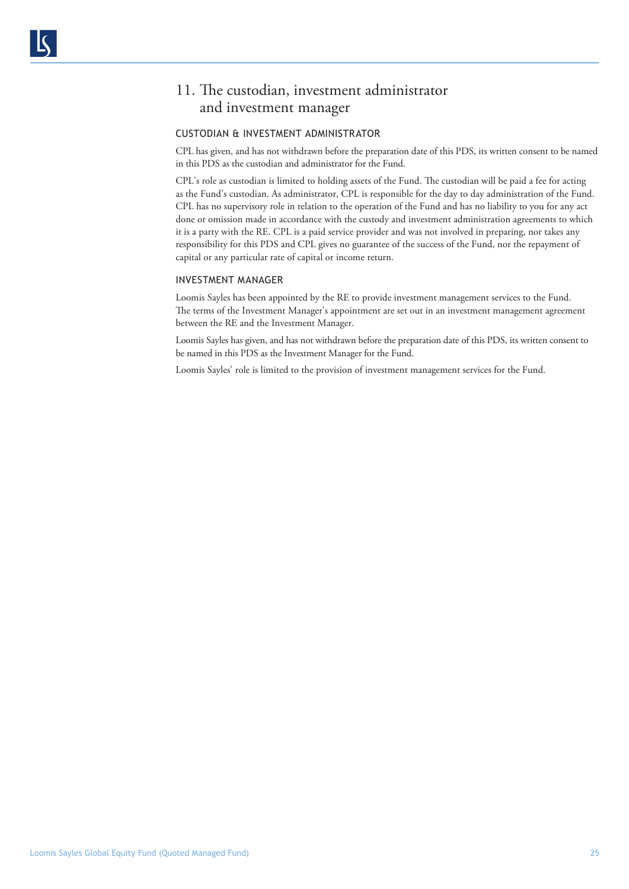# 11. The custodian, investment administrator and investment manager

## CUSTODIAN & INVESTMENT ADMINISTRATOR

CPL has given, and has not withdrawn before the preparation date of this PDS, its written consent to be named in this PDS as the custodian and administrator for the Fund.

CPL's role as custodian is limited to holding assets of the Fund. The custodian will be paid a fee for acting as the Fund's custodian. As administrator, CPL is responsible for the day to day administration of the Fund. CPL has no supervisory role in relation to the operation of the Fund and has no liability to you for any act done or omission made in accordance with the custody and investment administration agreements to which it is a party with the RE. CPL is a paid service provider and was not involved in preparing, nor takes any responsibility for this PDS and CPL gives no guarantee of the success of the Fund, nor the repayment of capital or any particular rate of capital or income return.

## INVESTMENT MANAGER

Loomis Sayles has been appointed by the RE to provide investment management services to the Fund. The terms of the Investment Manager's appointment are set out in an investment management agreement between the RE and the Investment Manager.

Loomis Sayles has given, and has not withdrawn before the preparation date of this PDS, its written consent to be named in this PDS as the Investment Manager for the Fund.

Loomis Sayles' role is limited to the provision of investment management services for the Fund.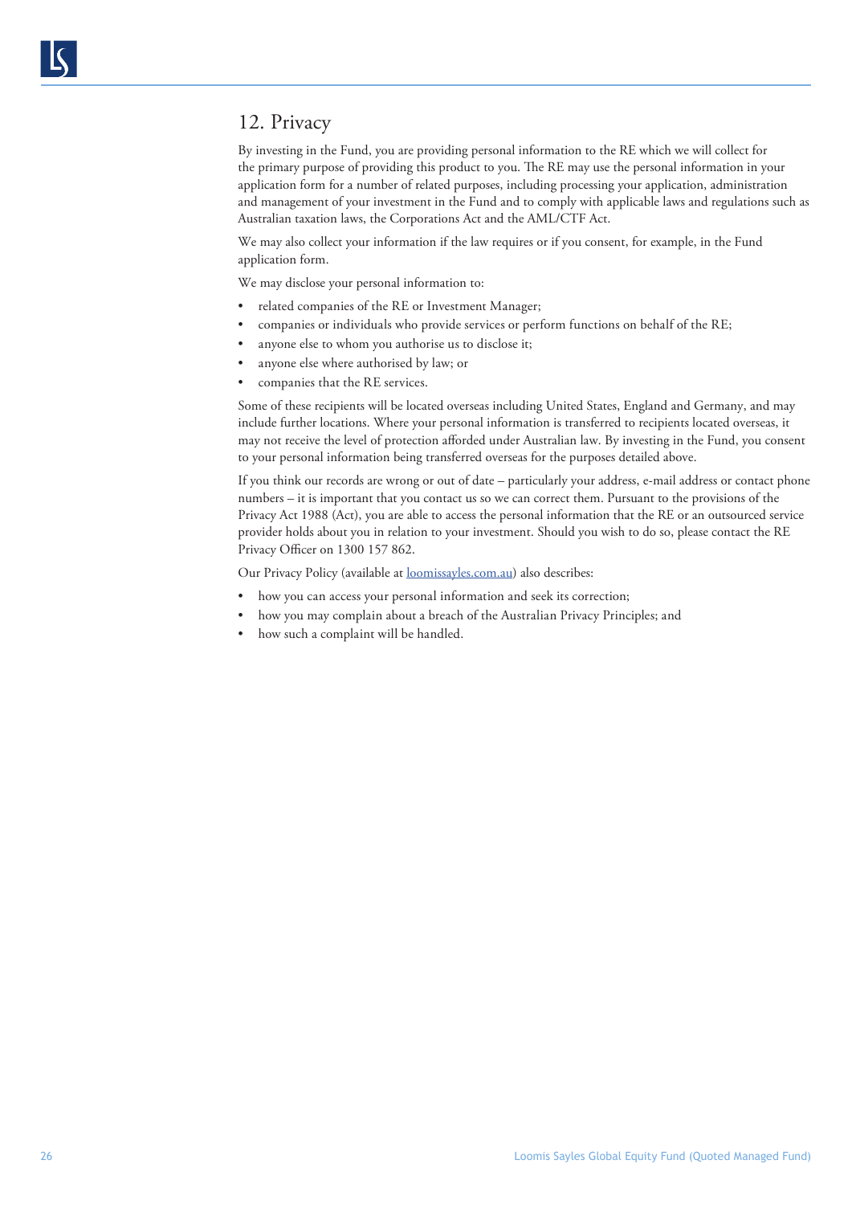## 12. Privacy

By investing in the Fund, you are providing personal information to the RE which we will collect for the primary purpose of providing this product to you. The RE may use the personal information in your application form for a number of related purposes, including processing your application, administration and management of your investment in the Fund and to comply with applicable laws and regulations such as Australian taxation laws, the Corporations Act and the AML/CTF Act.

We may also collect your information if the law requires or if you consent, for example, in the Fund application form.

We may disclose your personal information to:

- related companies of the RE or Investment Manager;
- companies or individuals who provide services or perform functions on behalf of the RE;
- anyone else to whom you authorise us to disclose it;
- anyone else where authorised by law; or
- companies that the RE services.

Some of these recipients will be located overseas including United States, England and Germany, and may include further locations. Where your personal information is transferred to recipients located overseas, it may not receive the level of protection afforded under Australian law. By investing in the Fund, you consent to your personal information being transferred overseas for the purposes detailed above.

If you think our records are wrong or out of date – particularly your address, e-mail address or contact phone numbers – it is important that you contact us so we can correct them. Pursuant to the provisions of the Privacy Act 1988 (Act), you are able to access the personal information that the RE or an outsourced service provider holds about you in relation to your investment. Should you wish to do so, please contact the RE Privacy Officer on 1300 157 862.

Our Privacy Policy (available at loomissayles.com.au) also describes:

- how you can access your personal information and seek its correction;
- how you may complain about a breach of the Australian Privacy Principles; and
- how such a complaint will be handled.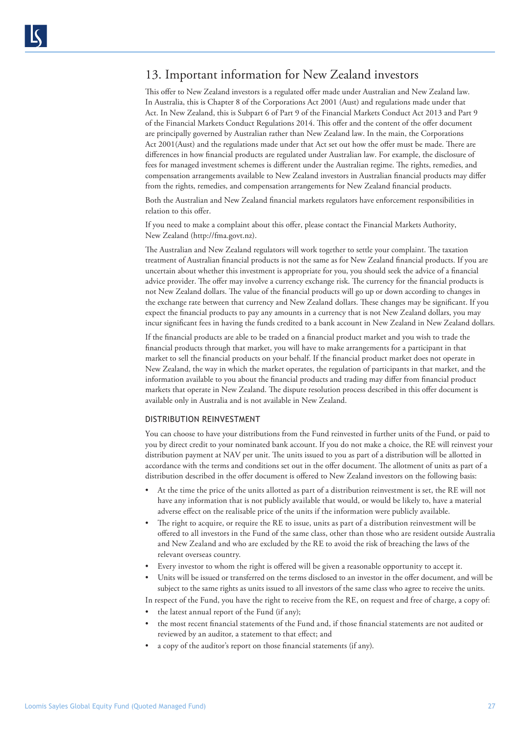## 13. Important information for New Zealand investors

This offer to New Zealand investors is a regulated offer made under Australian and New Zealand law. In Australia, this is Chapter 8 of the Corporations Act 2001 (Aust) and regulations made under that Act. In New Zealand, this is Subpart 6 of Part 9 of the Financial Markets Conduct Act 2013 and Part 9 of the Financial Markets Conduct Regulations 2014. This offer and the content of the offer document are principally governed by Australian rather than New Zealand law. In the main, the Corporations Act 2001(Aust) and the regulations made under that Act set out how the offer must be made. There are differences in how financial products are regulated under Australian law. For example, the disclosure of fees for managed investment schemes is different under the Australian regime. The rights, remedies, and compensation arrangements available to New Zealand investors in Australian financial products may differ from the rights, remedies, and compensation arrangements for New Zealand financial products.

Both the Australian and New Zealand financial markets regulators have enforcement responsibilities in relation to this offer.

If you need to make a complaint about this offer, please contact the Financial Markets Authority, New Zealand (http://fma.govt.nz).

The Australian and New Zealand regulators will work together to settle your complaint. The taxation treatment of Australian financial products is not the same as for New Zealand financial products. If you are uncertain about whether this investment is appropriate for you, you should seek the advice of a financial advice provider. The offer may involve a currency exchange risk. The currency for the financial products is not New Zealand dollars. The value of the financial products will go up or down according to changes in the exchange rate between that currency and New Zealand dollars. These changes may be significant. If you expect the financial products to pay any amounts in a currency that is not New Zealand dollars, you may incur significant fees in having the funds credited to a bank account in New Zealand in New Zealand dollars.

If the financial products are able to be traded on a financial product market and you wish to trade the financial products through that market, you will have to make arrangements for a participant in that market to sell the financial products on your behalf. If the financial product market does not operate in New Zealand, the way in which the market operates, the regulation of participants in that market, and the information available to you about the financial products and trading may differ from financial product markets that operate in New Zealand. The dispute resolution process described in this offer document is available only in Australia and is not available in New Zealand.

### DISTRIBUTION REINVESTMENT

You can choose to have your distributions from the Fund reinvested in further units of the Fund, or paid to you by direct credit to your nominated bank account. If you do not make a choice, the RE will reinvest your distribution payment at NAV per unit. The units issued to you as part of a distribution will be allotted in accordance with the terms and conditions set out in the offer document. The allotment of units as part of a distribution described in the offer document is offered to New Zealand investors on the following basis:

- At the time the price of the units allotted as part of a distribution reinvestment is set, the RE will not have any information that is not publicly available that would, or would be likely to, have a material adverse effect on the realisable price of the units if the information were publicly available.
- The right to acquire, or require the RE to issue, units as part of a distribution reinvestment will be offered to all investors in the Fund of the same class, other than those who are resident outside Australia and New Zealand and who are excluded by the RE to avoid the risk of breaching the laws of the relevant overseas country.
- Every investor to whom the right is offered will be given a reasonable opportunity to accept it.
- Units will be issued or transferred on the terms disclosed to an investor in the offer document, and will be subject to the same rights as units issued to all investors of the same class who agree to receive the units.

In respect of the Fund, you have the right to receive from the RE, on request and free of charge, a copy of:

- the latest annual report of the Fund (if any);
- the most recent financial statements of the Fund and, if those financial statements are not audited or reviewed by an auditor, a statement to that effect; and
- a copy of the auditor's report on those financial statements (if any).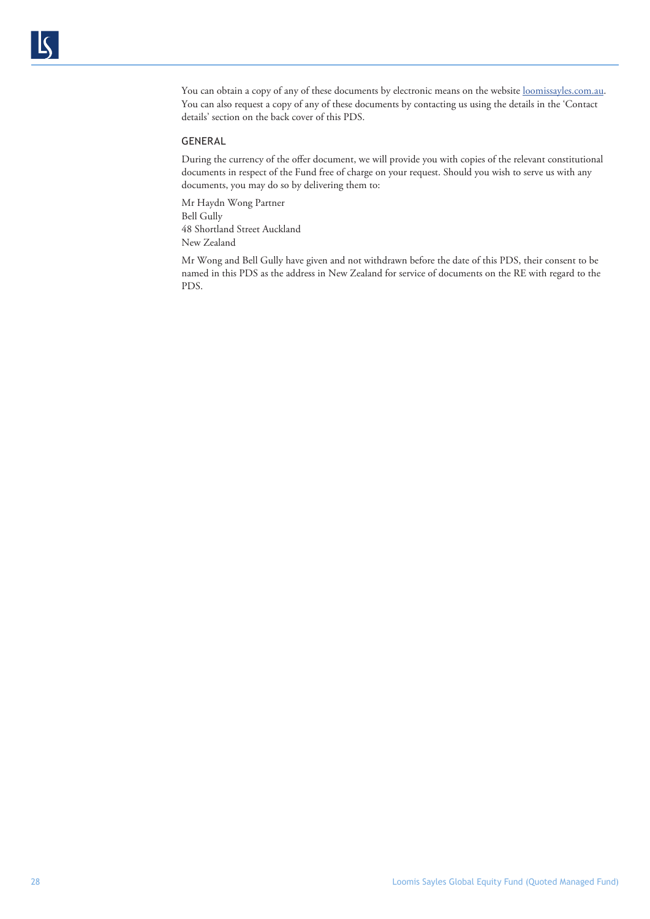You can obtain a copy of any of these documents by electronic means on the website [loomissayles.com.au](loomissayles.com.au). You can also request a copy of any of these documents by contacting us using the details in the 'Contact details' section on the back cover of this PDS.

## GENERAL

During the currency of the offer document, we will provide you with copies of the relevant constitutional documents in respect of the Fund free of charge on your request. Should you wish to serve us with any documents, you may do so by delivering them to:

Mr Haydn Wong Partner
Bell Gully
48 Shortland Street Auckland
New Zealand

Mr Wong and Bell Gully have given and not withdrawn before the date of this PDS, their consent to be named in this PDS as the address in New Zealand for service of documents on the RE with regard to the PDS.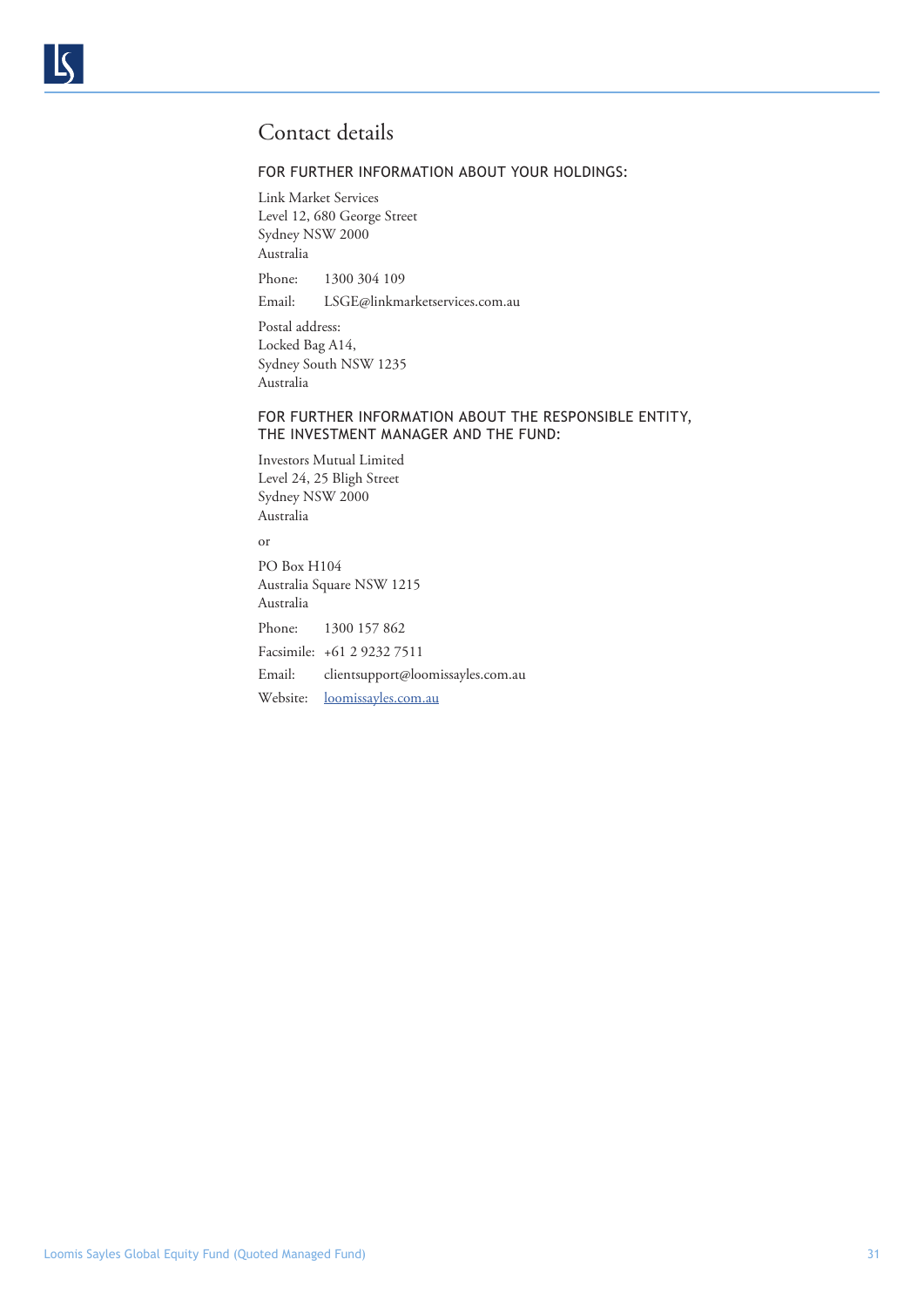# Contact details

### FOR FURTHER INFORMATION ABOUT YOUR HOLDINGS:

Link Market Services  
Level 12, 680 George Street  
Sydney NSW 2000  
Australia

Phone: 1300 304 109

Email: LSGE@linkmarketservices.com.au

Postal address:  
Locked Bag A14,  
Sydney South NSW 1235  
Australia

### FOR FURTHER INFORMATION ABOUT THE RESPONSIBLE ENTITY, THE INVESTMENT MANAGER AND THE FUND:

Investors Mutual Limited  
Level 24, 25 Bligh Street  
Sydney NSW 2000  
Australia

or

PO Box H104  
Australia Square NSW 1215  
Australia

Phone: 1300 157 862

Facsimile: +61 2 9232 7511

Email: clientsupport@loomissayles.com.au

Website: loomissayles.com.au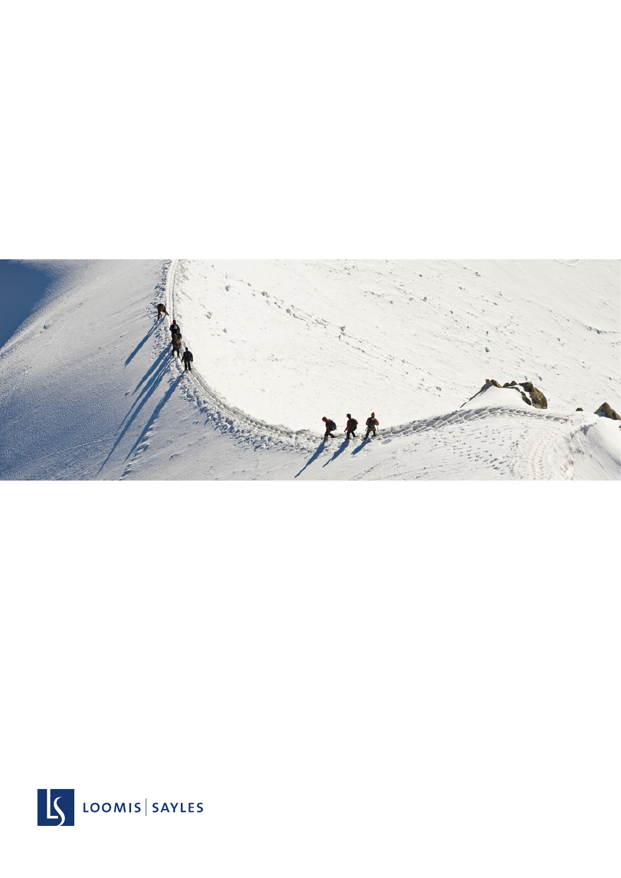LOOMIS | SAYLES